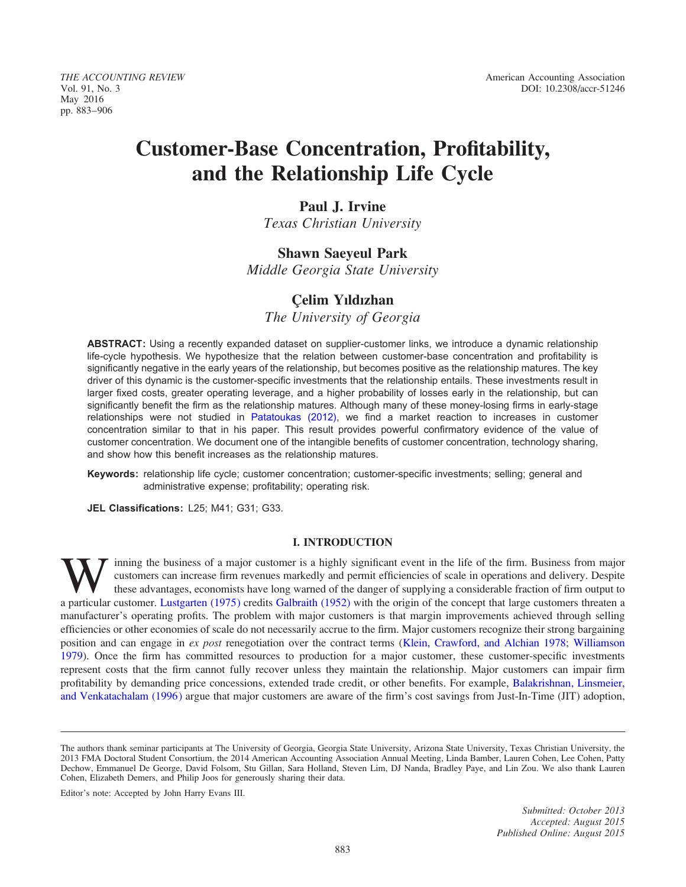# Customer-Base Concentration, Profitability, and the Relationship Life Cycle

**Paul J. Irvine**
*Texas Christian University*

**Shawn Saeyeul Park**
*Middle Georgia State University*

**Çelim Yıldızhan**
*The University of Georgia*

**ABSTRACT:** Using a recently expanded dataset on supplier-customer links, we introduce a dynamic relationship life-cycle hypothesis. We hypothesize that the relation between customer-base concentration and profitability is significantly negative in the early years of the relationship, but becomes positive as the relationship matures. The key driver of this dynamic is the customer-specific investments that the relationship entails. These investments result in larger fixed costs, greater operating leverage, and a higher probability of losses early in the relationship, but can significantly benefit the firm as the relationship matures. Although many of these money-losing firms in early-stage relationships were not studied in Patatoukas (2012), we find a market reaction to increases in customer concentration similar to that in his paper. This result provides powerful confirmatory evidence of the value of customer concentration. We document one of the intangible benefits of customer concentration, technology sharing, and show how this benefit increases as the relationship matures.

**Keywords:** relationship life cycle; customer concentration; customer-specific investments; selling; general and administrative expense; profitability; operating risk.

**JEL Classifications:** L25; M41; G31; G33.

## I. INTRODUCTION

Winning the business of a major customer is a highly significant event in the life of the firm. Business from major customers can increase firm revenues markedly and permit efficiencies of scale in operations and delivery. Despite these advantages, economists have long warned of the danger of supplying a considerable fraction of firm output to a particular customer. Lustgarten (1975) credits Galbraith (1952) with the origin of the concept that large customers threaten a manufacturer's operating profits. The problem with major customers is that margin improvements achieved through selling efficiencies or other economies of scale do not necessarily accrue to the firm. Major customers recognize their strong bargaining position and can engage in *ex post* renegotiation over the contract terms (Klein, Crawford, and Alchian 1978; Williamson 1979). Once the firm has committed resources to production for a major customer, these customer-specific investments represent costs that the firm cannot fully recover unless they maintain the relationship. Major customers can impair firm profitability by demanding price concessions, extended trade credit, or other benefits. For example, Balakrishnan, Linsmeier, and Venkatachalam (1996) argue that major customers are aware of the firm's cost savings from Just-In-Time (JIT) adoption,

---

The authors thank seminar participants at The University of Georgia, Georgia State University, Arizona State University, Texas Christian University, the 2013 FMA Doctoral Student Consortium, the 2014 American Accounting Association Annual Meeting, Linda Bamber, Lauren Cohen, Lee Cohen, Patty Dechow, Emmanuel De George, David Folsom, Stu Gillan, Sara Holland, Steven Lim, DJ Nanda, Bradley Paye, and Lin Zou. We also thank Lauren Cohen, Elizabeth Demers, and Philip Joos for generously sharing their data.

Editor's note: Accepted by John Harry Evans III.

*Submitted: October 2013*
*Accepted: August 2015*
*Published Online: August 2015*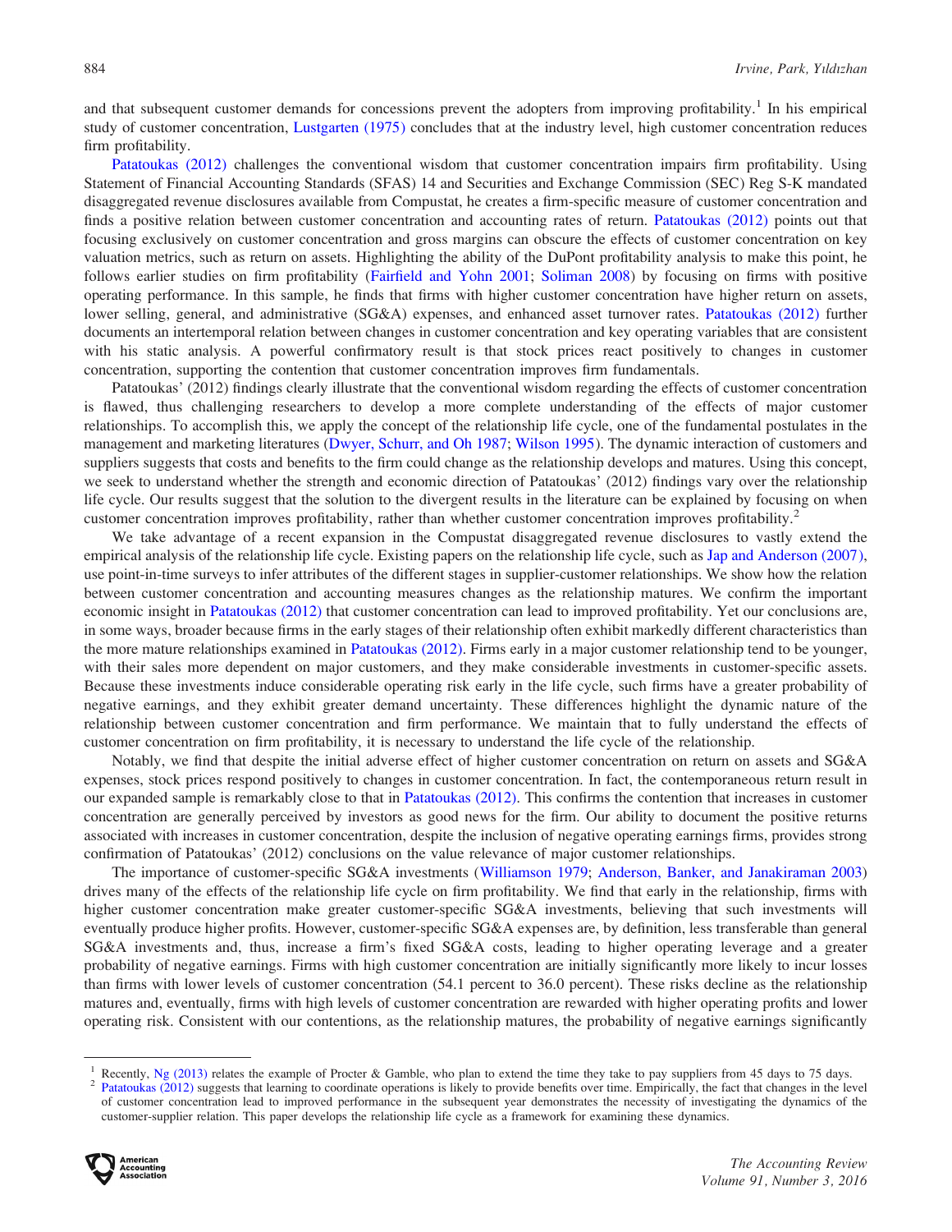and that subsequent customer demands for concessions prevent the adopters from improving profitability.[1] In his empirical study of customer concentration, Lustgarten (1975) concludes that at the industry level, high customer concentration reduces firm profitability.

Patatoukas (2012) challenges the conventional wisdom that customer concentration impairs firm profitability. Using Statement of Financial Accounting Standards (SFAS) 14 and Securities and Exchange Commission (SEC) Reg S-K mandated disaggregated revenue disclosures available from Compustat, he creates a firm-specific measure of customer concentration and finds a positive relation between customer concentration and accounting rates of return. Patatoukas (2012) points out that focusing exclusively on customer concentration and gross margins can obscure the effects of customer concentration on key valuation metrics, such as return on assets. Highlighting the ability of the DuPont profitability analysis to make this point, he follows earlier studies on firm profitability (Fairfield and Yohn 2001; Soliman 2008) by focusing on firms with positive operating performance. In this sample, he finds that firms with higher customer concentration have higher return on assets, lower selling, general, and administrative (SG&A) expenses, and enhanced asset turnover rates. Patatoukas (2012) further documents an intertemporal relation between changes in customer concentration and key operating variables that are consistent with his static analysis. A powerful confirmatory result is that stock prices react positively to changes in customer concentration, supporting the contention that customer concentration improves firm fundamentals.

Patatoukas' (2012) findings clearly illustrate that the conventional wisdom regarding the effects of customer concentration is flawed, thus challenging researchers to develop a more complete understanding of the effects of major customer relationships. To accomplish this, we apply the concept of the relationship life cycle, one of the fundamental postulates in the management and marketing literatures (Dwyer, Schurr, and Oh 1987; Wilson 1995). The dynamic interaction of customers and suppliers suggests that costs and benefits to the firm could change as the relationship develops and matures. Using this concept, we seek to understand whether the strength and economic direction of Patatoukas' (2012) findings vary over the relationship life cycle. Our results suggest that the solution to the divergent results in the literature can be explained by focusing on when customer concentration improves profitability, rather than whether customer concentration improves profitability.[2]

We take advantage of a recent expansion in the Compustat disaggregated revenue disclosures to vastly extend the empirical analysis of the relationship life cycle. Existing papers on the relationship life cycle, such as Jap and Anderson (2007), use point-in-time surveys to infer attributes of the different stages in supplier-customer relationships. We show how the relation between customer concentration and accounting measures changes as the relationship matures. We confirm the important economic insight in Patatoukas (2012) that customer concentration can lead to improved profitability. Yet our conclusions are, in some ways, broader because firms in the early stages of their relationship often exhibit markedly different characteristics than the more mature relationships examined in Patatoukas (2012). Firms early in a major customer relationship tend to be younger, with their sales more dependent on major customers, and they make considerable investments in customer-specific assets. Because these investments induce considerable operating risk early in the life cycle, such firms have a greater probability of negative earnings, and they exhibit greater demand uncertainty. These differences highlight the dynamic nature of the relationship between customer concentration and firm performance. We maintain that to fully understand the effects of customer concentration on firm profitability, it is necessary to understand the life cycle of the relationship.

Notably, we find that despite the initial adverse effect of higher customer concentration on return on assets and SG&A expenses, stock prices respond positively to changes in customer concentration. In fact, the contemporaneous return result in our expanded sample is remarkably close to that in Patatoukas (2012). This confirms the contention that increases in customer concentration are generally perceived by investors as good news for the firm. Our ability to document the positive returns associated with increases in customer concentration, despite the inclusion of negative operating earnings firms, provides strong confirmation of Patatoukas' (2012) conclusions on the value relevance of major customer relationships.

The importance of customer-specific SG&A investments (Williamson 1979; Anderson, Banker, and Janakiraman 2003) drives many of the effects of the relationship life cycle on firm profitability. We find that early in the relationship, firms with higher customer concentration make greater customer-specific SG&A investments, believing that such investments will eventually produce higher profits. However, customer-specific SG&A expenses are, by definition, less transferable than general SG&A investments and, thus, increase a firm's fixed SG&A costs, leading to higher operating leverage and a greater probability of negative earnings. Firms with high customer concentration are initially significantly more likely to incur losses than firms with lower levels of customer concentration (54.1 percent to 36.0 percent). These risks decline as the relationship matures and, eventually, firms with high levels of customer concentration are rewarded with higher operating profits and lower operating risk. Consistent with our contentions, as the relationship matures, the probability of negative earnings significantly

[1] Recently, Ng (2013) relates the example of Procter & Gamble, who plan to extend the time they take to pay suppliers from 45 days to 75 days.

[2] Patatoukas (2012) suggests that learning to coordinate operations is likely to provide benefits over time. Empirically, the fact that changes in the level of customer concentration lead to improved performance in the subsequent year demonstrates the necessity of investigating the dynamics of the customer-supplier relation. This paper develops the relationship life cycle as a framework for examining these dynamics.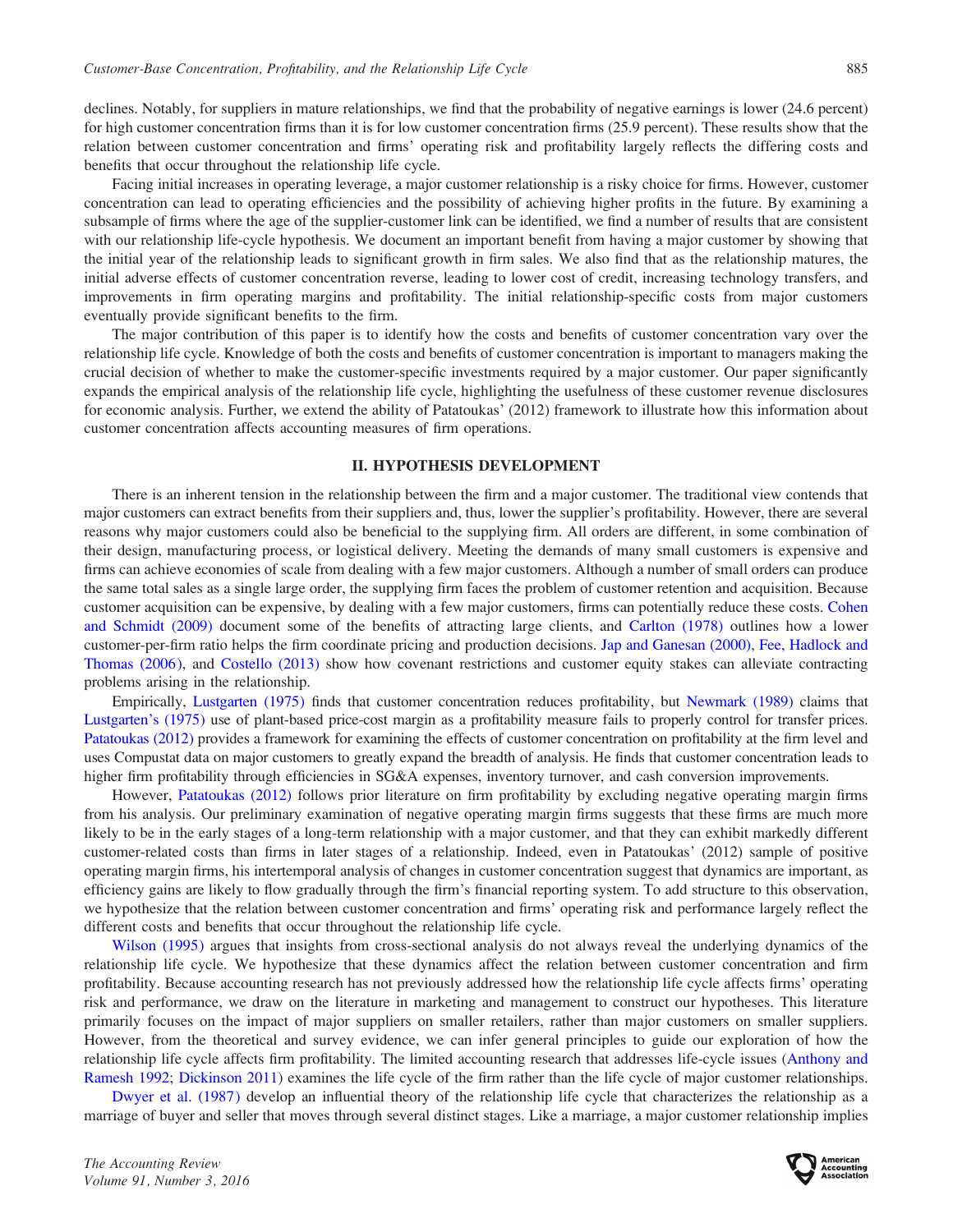declines. Notably, for suppliers in mature relationships, we find that the probability of negative earnings is lower (24.6 percent) for high customer concentration firms than it is for low customer concentration firms (25.9 percent). These results show that the relation between customer concentration and firms' operating risk and profitability largely reflects the differing costs and benefits that occur throughout the relationship life cycle.

Facing initial increases in operating leverage, a major customer relationship is a risky choice for firms. However, customer concentration can lead to operating efficiencies and the possibility of achieving higher profits in the future. By examining a subsample of firms where the age of the supplier-customer link can be identified, we find a number of results that are consistent with our relationship life-cycle hypothesis. We document an important benefit from having a major customer by showing that the initial year of the relationship leads to significant growth in firm sales. We also find that as the relationship matures, the initial adverse effects of customer concentration reverse, leading to lower cost of credit, increasing technology transfers, and improvements in firm operating margins and profitability. The initial relationship-specific costs from major customers eventually provide significant benefits to the firm.

The major contribution of this paper is to identify how the costs and benefits of customer concentration vary over the relationship life cycle. Knowledge of both the costs and benefits of customer concentration is important to managers making the crucial decision of whether to make the customer-specific investments required by a major customer. Our paper significantly expands the empirical analysis of the relationship life cycle, highlighting the usefulness of these customer revenue disclosures for economic analysis. Further, we extend the ability of Patatoukas' (2012) framework to illustrate how this information about customer concentration affects accounting measures of firm operations.

## II. HYPOTHESIS DEVELOPMENT

There is an inherent tension in the relationship between the firm and a major customer. The traditional view contends that major customers can extract benefits from their suppliers and, thus, lower the supplier's profitability. However, there are several reasons why major customers could also be beneficial to the supplying firm. All orders are different, in some combination of their design, manufacturing process, or logistical delivery. Meeting the demands of many small customers is expensive and firms can achieve economies of scale from dealing with a few major customers. Although a number of small orders can produce the same total sales as a single large order, the supplying firm faces the problem of customer retention and acquisition. Because customer acquisition can be expensive, by dealing with a few major customers, firms can potentially reduce these costs. Cohen and Schmidt (2009) document some of the benefits of attracting large clients, and Carlton (1978) outlines how a lower customer-per-firm ratio helps the firm coordinate pricing and production decisions. Jap and Ganesan (2000), Fee, Hadlock and Thomas (2006), and Costello (2013) show how covenant restrictions and customer equity stakes can alleviate contracting problems arising in the relationship.

Empirically, Lustgarten (1975) finds that customer concentration reduces profitability, but Newmark (1989) claims that Lustgarten's (1975) use of plant-based price-cost margin as a profitability measure fails to properly control for transfer prices. Patatoukas (2012) provides a framework for examining the effects of customer concentration on profitability at the firm level and uses Compustat data on major customers to greatly expand the breadth of analysis. He finds that customer concentration leads to higher firm profitability through efficiencies in SG&A expenses, inventory turnover, and cash conversion improvements.

However, Patatoukas (2012) follows prior literature on firm profitability by excluding negative operating margin firms from his analysis. Our preliminary examination of negative operating margin firms suggests that these firms are much more likely to be in the early stages of a long-term relationship with a major customer, and that they can exhibit markedly different customer-related costs than firms in later stages of a relationship. Indeed, even in Patatoukas' (2012) sample of positive operating margin firms, his intertemporal analysis of changes in customer concentration suggest that dynamics are important, as efficiency gains are likely to flow gradually through the firm's financial reporting system. To add structure to this observation, we hypothesize that the relation between customer concentration and firms' operating risk and performance largely reflect the different costs and benefits that occur throughout the relationship life cycle.

Wilson (1995) argues that insights from cross-sectional analysis do not always reveal the underlying dynamics of the relationship life cycle. We hypothesize that these dynamics affect the relation between customer concentration and firm profitability. Because accounting research has not previously addressed how the relationship life cycle affects firms' operating risk and performance, we draw on the literature in marketing and management to construct our hypotheses. This literature primarily focuses on the impact of major suppliers on smaller retailers, rather than major customers on smaller suppliers. However, from the theoretical and survey evidence, we can infer general principles to guide our exploration of how the relationship life cycle affects firm profitability. The limited accounting research that addresses life-cycle issues (Anthony and Ramesh 1992; Dickinson 2011) examines the life cycle of the firm rather than the life cycle of major customer relationships.

Dwyer et al. (1987) develop an influential theory of the relationship life cycle that characterizes the relationship as a marriage of buyer and seller that moves through several distinct stages. Like a marriage, a major customer relationship implies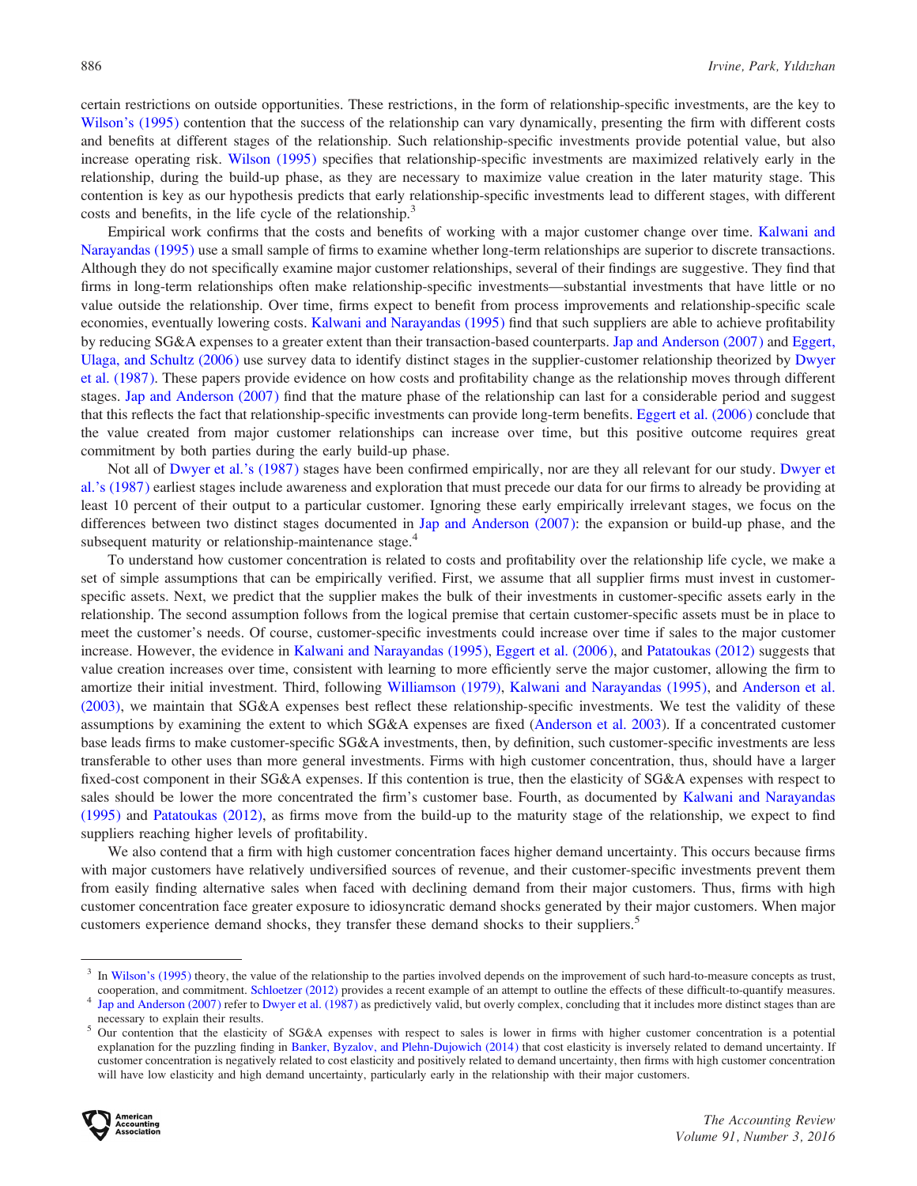certain restrictions on outside opportunities. These restrictions, in the form of relationship-specific investments, are the key to Wilson's (1995) contention that the success of the relationship can vary dynamically, presenting the firm with different costs and benefits at different stages of the relationship. Such relationship-specific investments provide potential value, but also increase operating risk. Wilson (1995) specifies that relationship-specific investments are maximized relatively early in the relationship, during the build-up phase, as they are necessary to maximize value creation in the later maturity stage. This contention is key as our hypothesis predicts that early relationship-specific investments lead to different stages, with different costs and benefits, in the life cycle of the relationship.[3]

Empirical work confirms that the costs and benefits of working with a major customer change over time. Kalwani and Narayandas (1995) use a small sample of firms to examine whether long-term relationships are superior to discrete transactions. Although they do not specifically examine major customer relationships, several of their findings are suggestive. They find that firms in long-term relationships often make relationship-specific investments—substantial investments that have little or no value outside the relationship. Over time, firms expect to benefit from process improvements and relationship-specific scale economies, eventually lowering costs. Kalwani and Narayandas (1995) find that such suppliers are able to achieve profitability by reducing SG&A expenses to a greater extent than their transaction-based counterparts. Jap and Anderson (2007) and Eggert, Ulaga, and Schultz (2006) use survey data to identify distinct stages in the supplier-customer relationship theorized by Dwyer et al. (1987). These papers provide evidence on how costs and profitability change as the relationship moves through different stages. Jap and Anderson (2007) find that the mature phase of the relationship can last for a considerable period and suggest that this reflects the fact that relationship-specific investments can provide long-term benefits. Eggert et al. (2006) conclude that the value created from major customer relationships can increase over time, but this positive outcome requires great commitment by both parties during the early build-up phase.

Not all of Dwyer et al.'s (1987) stages have been confirmed empirically, nor are they all relevant for our study. Dwyer et al.'s (1987) earliest stages include awareness and exploration that must precede our data for our firms to already be providing at least 10 percent of their output to a particular customer. Ignoring these early empirically irrelevant stages, we focus on the differences between two distinct stages documented in Jap and Anderson (2007): the expansion or build-up phase, and the subsequent maturity or relationship-maintenance stage.[4]

To understand how customer concentration is related to costs and profitability over the relationship life cycle, we make a set of simple assumptions that can be empirically verified. First, we assume that all supplier firms must invest in customer-specific assets. Next, we predict that the supplier makes the bulk of their investments in customer-specific assets early in the relationship. The second assumption follows from the logical premise that certain customer-specific assets must be in place to meet the customer's needs. Of course, customer-specific investments could increase over time if sales to the major customer increase. However, the evidence in Kalwani and Narayandas (1995), Eggert et al. (2006), and Patatoukas (2012) suggests that value creation increases over time, consistent with learning to more efficiently serve the major customer, allowing the firm to amortize their initial investment. Third, following Williamson (1979), Kalwani and Narayandas (1995), and Anderson et al. (2003), we maintain that SG&A expenses best reflect these relationship-specific investments. We test the validity of these assumptions by examining the extent to which SG&A expenses are fixed (Anderson et al. 2003). If a concentrated customer base leads firms to make customer-specific SG&A investments, then, by definition, such customer-specific investments are less transferable to other uses than more general investments. Firms with high customer concentration, thus, should have a larger fixed-cost component in their SG&A expenses. If this contention is true, then the elasticity of SG&A expenses with respect to sales should be lower the more concentrated the firm's customer base. Fourth, as documented by Kalwani and Narayandas (1995) and Patatoukas (2012), as firms move from the build-up to the maturity stage of the relationship, we expect to find suppliers reaching higher levels of profitability.

We also contend that a firm with high customer concentration faces higher demand uncertainty. This occurs because firms with major customers have relatively undiversified sources of revenue, and their customer-specific investments prevent them from easily finding alternative sales when faced with declining demand from their major customers. Thus, firms with high customer concentration face greater exposure to idiosyncratic demand shocks generated by their major customers. When major customers experience demand shocks, they transfer these demand shocks to their suppliers.[5]

---

[3] In Wilson's (1995) theory, the value of the relationship to the parties involved depends on the improvement of such hard-to-measure concepts as trust, cooperation, and commitment. Schloetzer (2012) provides a recent example of an attempt to outline the effects of these difficult-to-quantify measures.

[4] Jap and Anderson (2007) refer to Dwyer et al. (1987) as predictively valid, but overly complex, concluding that it includes more distinct stages than are necessary to explain their results.

[5] Our contention that the elasticity of SG&A expenses with respect to sales is lower in firms with higher customer concentration is a potential explanation for the puzzling finding in Banker, Byzalov, and Plehn-Dujowich (2014) that cost elasticity is inversely related to demand uncertainty. If customer concentration is negatively related to cost elasticity and positively related to demand uncertainty, then firms with high customer concentration will have low elasticity and high demand uncertainty, particularly early in the relationship with their major customers.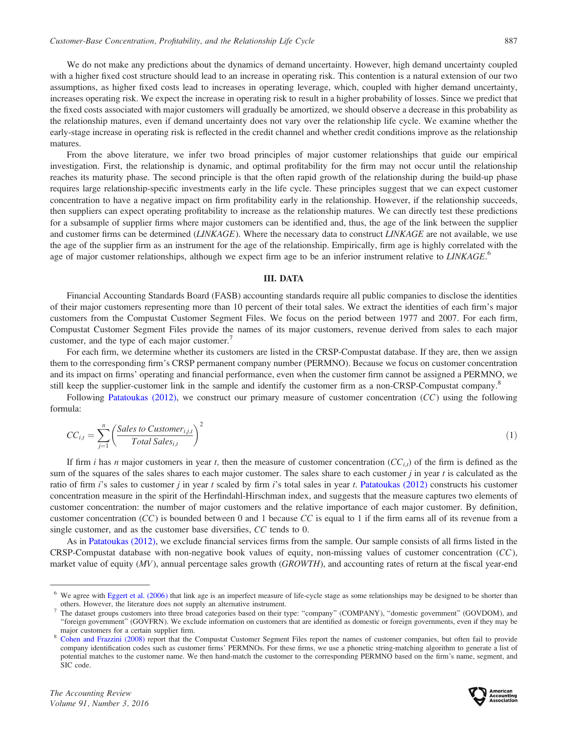We do not make any predictions about the dynamics of demand uncertainty. However, high demand uncertainty coupled with a higher fixed cost structure should lead to an increase in operating risk. This contention is a natural extension of our two assumptions, as higher fixed costs lead to increases in operating leverage, which, coupled with higher demand uncertainty, increases operating risk. We expect the increase in operating risk to result in a higher probability of losses. Since we predict that the fixed costs associated with major customers will gradually be amortized, we should observe a decrease in this probability as the relationship matures, even if demand uncertainty does not vary over the relationship life cycle. We examine whether the early-stage increase in operating risk is reflected in the credit channel and whether credit conditions improve as the relationship matures.

From the above literature, we infer two broad principles of major customer relationships that guide our empirical investigation. First, the relationship is dynamic, and optimal profitability for the firm may not occur until the relationship reaches its maturity phase. The second principle is that the often rapid growth of the relationship during the build-up phase requires large relationship-specific investments early in the life cycle. These principles suggest that we can expect customer concentration to have a negative impact on firm profitability early in the relationship. However, if the relationship succeeds, then suppliers can expect operating profitability to increase as the relationship matures. We can directly test these predictions for a subsample of supplier firms where major customers can be identified and, thus, the age of the link between the supplier and customer firms can be determined (*LINKAGE*). Where the necessary data to construct *LINKAGE* are not available, we use the age of the supplier firm as an instrument for the age of the relationship. Empirically, firm age is highly correlated with the age of major customer relationships, although we expect firm age to be an inferior instrument relative to *LINKAGE*.[6]

## III. DATA

Financial Accounting Standards Board (FASB) accounting standards require all public companies to disclose the identities of their major customers representing more than 10 percent of their total sales. We extract the identities of each firm's major customers from the Compustat Customer Segment Files. We focus on the period between 1977 and 2007. For each firm, Compustat Customer Segment Files provide the names of its major customers, revenue derived from sales to each major customer, and the type of each major customer.[7]

For each firm, we determine whether its customers are listed in the CRSP-Compustat database. If they are, then we assign them to the corresponding firm's CRSP permanent company number (PERMNO). Because we focus on customer concentration and its impact on firms' operating and financial performance, even when the customer firm cannot be assigned a PERMNO, we still keep the supplier-customer link in the sample and identify the customer firm as a non-CRSP-Compustat company.[8]

Following Patatoukas (2012), we construct our primary measure of customer concentration (*CC*) using the following formula:

$$CC_{i,t} = \sum_{j=1}^{n} \left( \frac{Sales\ to\ Customer_{i,j,t}}{Total\ Sales_{i,t}} \right)^2 \tag{1}$$

If firm $i$ has $n$ major customers in year $t$, then the measure of customer concentration ($CC_{i,t}$) of the firm is defined as the sum of the squares of the sales shares to each major customer. The sales share to each customer $j$ in year $t$ is calculated as the ratio of firm $i$'s sales to customer $j$ in year $t$ scaled by firm $i$'s total sales in year $t$. Patatoukas (2012) constructs his customer concentration measure in the spirit of the Herfindahl-Hirschman index, and suggests that the measure captures two elements of customer concentration: the number of major customers and the relative importance of each major customer. By definition, customer concentration (*CC*) is bounded between 0 and 1 because *CC* is equal to 1 if the firm earns all of its revenue from a single customer, and as the customer base diversifies, *CC* tends to 0.

As in Patatoukas (2012), we exclude financial services firms from the sample. Our sample consists of all firms listed in the CRSP-Compustat database with non-negative book values of equity, non-missing values of customer concentration (*CC*), market value of equity (*MV*), annual percentage sales growth (*GROWTH*), and accounting rates of return at the fiscal year-end

---

[6] We agree with Eggert et al. (2006) that link age is an imperfect measure of life-cycle stage as some relationships may be designed to be shorter than others. However, the literature does not supply an alternative instrument.

[7] The dataset groups customers into three broad categories based on their type: "company" (COMPANY), "domestic government" (GOVDOM), and "foreign government" (GOVFRN). We exclude information on customers that are identified as domestic or foreign governments, even if they may be major customers for a certain supplier firm.

[8] Cohen and Frazzini (2008) report that the Compustat Customer Segment Files report the names of customer companies, but often fail to provide company identification codes such as customer firms' PERMNOs. For these firms, we use a phonetic string-matching algorithm to generate a list of potential matches to the customer name. We then hand-match the customer to the corresponding PERMNO based on the firm's name, segment, and SIC code.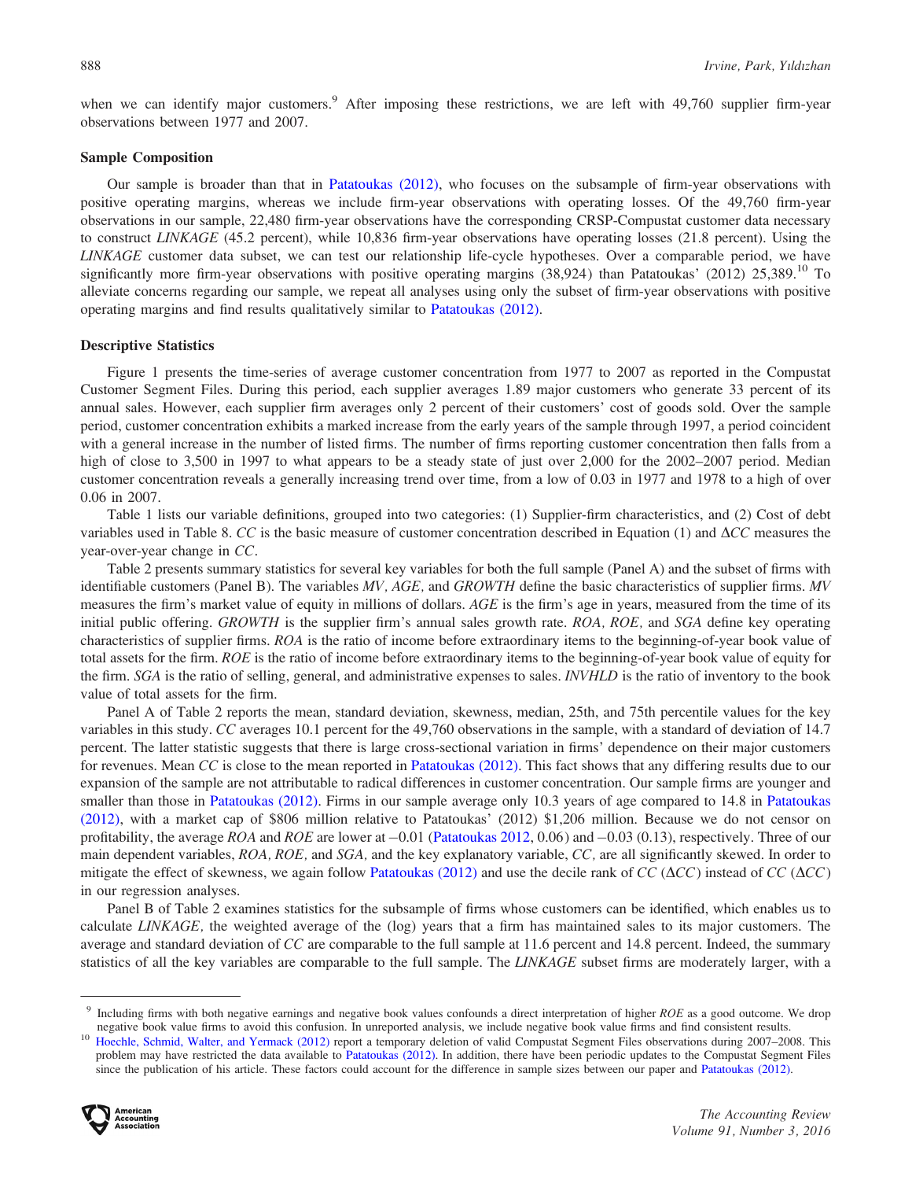when we can identify major customers.[9] After imposing these restrictions, we are left with 49,760 supplier firm-year observations between 1977 and 2007.

### Sample Composition

Our sample is broader than that in Patatoukas (2012), who focuses on the subsample of firm-year observations with positive operating margins, whereas we include firm-year observations with operating losses. Of the 49,760 firm-year observations in our sample, 22,480 firm-year observations have the corresponding CRSP-Compustat customer data necessary to construct *LINKAGE* (45.2 percent), while 10,836 firm-year observations have operating losses (21.8 percent). Using the *LINKAGE* customer data subset, we can test our relationship life-cycle hypotheses. Over a comparable period, we have significantly more firm-year observations with positive operating margins (38,924) than Patatoukas' (2012) 25,389.[10] To alleviate concerns regarding our sample, we repeat all analyses using only the subset of firm-year observations with positive operating margins and find results qualitatively similar to Patatoukas (2012).

### Descriptive Statistics

Figure 1 presents the time-series of average customer concentration from 1977 to 2007 as reported in the Compustat Customer Segment Files. During this period, each supplier averages 1.89 major customers who generate 33 percent of its annual sales. However, each supplier firm averages only 2 percent of their customers' cost of goods sold. Over the sample period, customer concentration exhibits a marked increase from the early years of the sample through 1997, a period coincident with a general increase in the number of listed firms. The number of firms reporting customer concentration then falls from a high of close to 3,500 in 1997 to what appears to be a steady state of just over 2,000 for the 2002–2007 period. Median customer concentration reveals a generally increasing trend over time, from a low of 0.03 in 1977 and 1978 to a high of over 0.06 in 2007.

Table 1 lists our variable definitions, grouped into two categories: (1) Supplier-firm characteristics, and (2) Cost of debt variables used in Table 8. *CC* is the basic measure of customer concentration described in Equation (1) and $\Delta CC$ measures the year-over-year change in *CC*.

Table 2 presents summary statistics for several key variables for both the full sample (Panel A) and the subset of firms with identifiable customers (Panel B). The variables *MV, AGE,* and *GROWTH* define the basic characteristics of supplier firms. *MV* measures the firm's market value of equity in millions of dollars. *AGE* is the firm's age in years, measured from the time of its initial public offering. *GROWTH* is the supplier firm's annual sales growth rate. *ROA, ROE,* and *SGA* define key operating characteristics of supplier firms. *ROA* is the ratio of income before extraordinary items to the beginning-of-year book value of total assets for the firm. *ROE* is the ratio of income before extraordinary items to the beginning-of-year book value of equity for the firm. *SGA* is the ratio of selling, general, and administrative expenses to sales. *INVHLD* is the ratio of inventory to the book value of total assets for the firm.

Panel A of Table 2 reports the mean, standard deviation, skewness, median, 25th, and 75th percentile values for the key variables in this study. *CC* averages 10.1 percent for the 49,760 observations in the sample, with a standard of deviation of 14.7 percent. The latter statistic suggests that there is large cross-sectional variation in firms' dependence on their major customers for revenues. Mean *CC* is close to the mean reported in Patatoukas (2012). This fact shows that any differing results due to our expansion of the sample are not attributable to radical differences in customer concentration. Our sample firms are younger and smaller than those in Patatoukas (2012). Firms in our sample average only 10.3 years of age compared to 14.8 in Patatoukas (2012), with a market cap of \$806 million relative to Patatoukas' (2012) \$1,206 million. Because we do not censor on profitability, the average *ROA* and *ROE* are lower at −0.01 (Patatoukas 2012, 0.06) and −0.03 (0.13), respectively. Three of our main dependent variables, *ROA, ROE,* and *SGA,* and the key explanatory variable, *CC,* are all significantly skewed. In order to mitigate the effect of skewness, we again follow Patatoukas (2012) and use the decile rank of *CC* ($\Delta CC$) instead of *CC* ($\Delta CC$) in our regression analyses.

Panel B of Table 2 examines statistics for the subsample of firms whose customers can be identified, which enables us to calculate *LINKAGE,* the weighted average of the (log) years that a firm has maintained sales to its major customers. The average and standard deviation of *CC* are comparable to the full sample at 11.6 percent and 14.8 percent. Indeed, the summary statistics of all the key variables are comparable to the full sample. The *LINKAGE* subset firms are moderately larger, with a

---

[9] Including firms with both negative earnings and negative book values confounds a direct interpretation of higher *ROE* as a good outcome. We drop negative book value firms to avoid this confusion. In unreported analysis, we include negative book value firms and find consistent results.

[10] Hoechle, Schmid, Walter, and Yermack (2012) report a temporary deletion of valid Compustat Segment Files observations during 2007–2008. This problem may have restricted the data available to Patatoukas (2012). In addition, there have been periodic updates to the Compustat Segment Files since the publication of his article. These factors could account for the difference in sample sizes between our paper and Patatoukas (2012).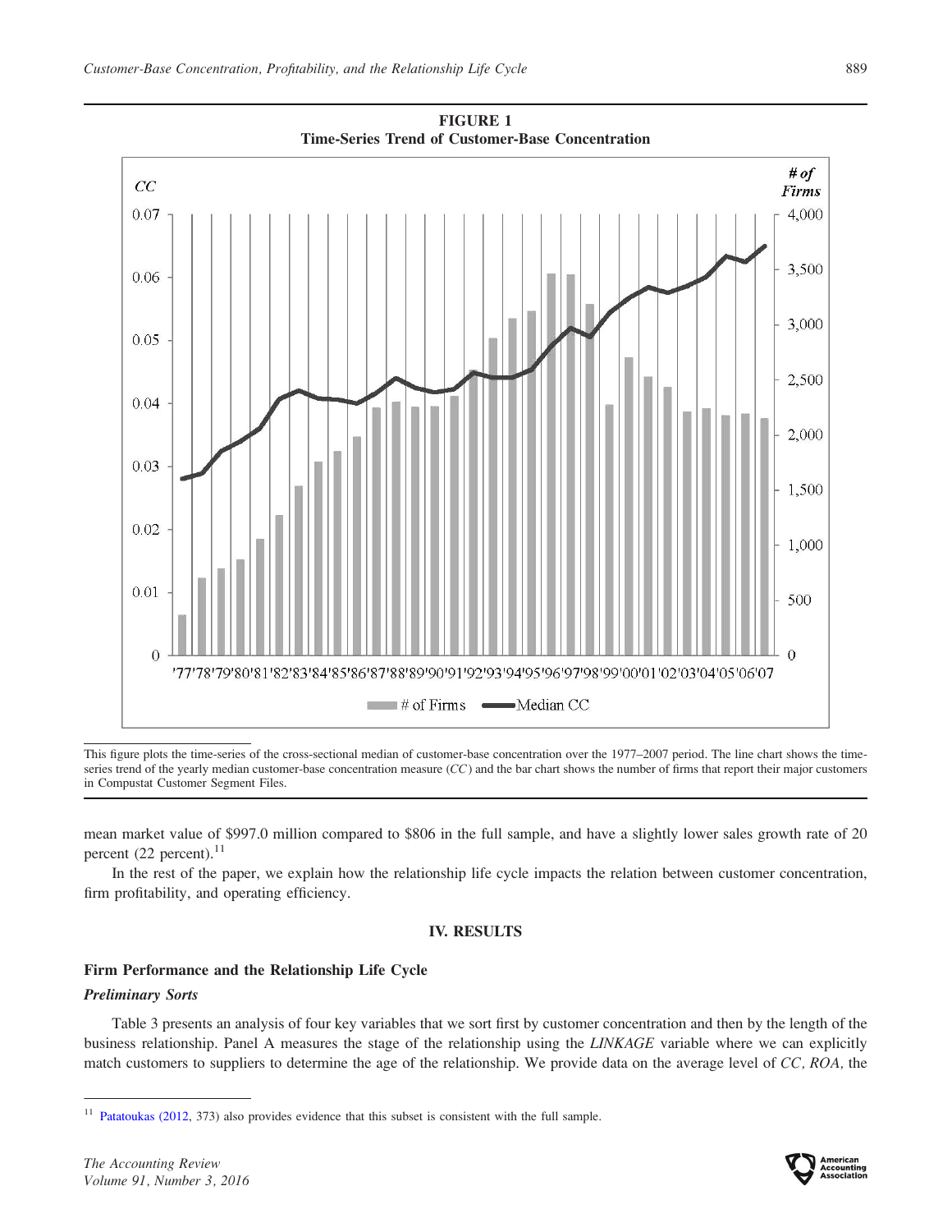**FIGURE 1**
**Time-Series Trend of Customer-Base Concentration**

This figure plots the time-series of the cross-sectional median of customer-base concentration over the 1977–2007 period. The line chart shows the time-series trend of the yearly median customer-base concentration measure (*CC*) and the bar chart shows the number of firms that report their major customers in Compustat Customer Segment Files.

mean market value of $997.0 million compared to $806 in the full sample, and have a slightly lower sales growth rate of 20 percent (22 percent).[11]

In the rest of the paper, we explain how the relationship life cycle impacts the relation between customer concentration, firm profitability, and operating efficiency.

## IV. RESULTS

### Firm Performance and the Relationship Life Cycle

#### *Preliminary Sorts*

Table 3 presents an analysis of four key variables that we sort first by customer concentration and then by the length of the business relationship. Panel A measures the stage of the relationship using the *LINKAGE* variable where we can explicitly match customers to suppliers to determine the age of the relationship. We provide data on the average level of *CC*, *ROA*, the

[11] Patatoukas (2012, 373) also provides evidence that this subset is consistent with the full sample.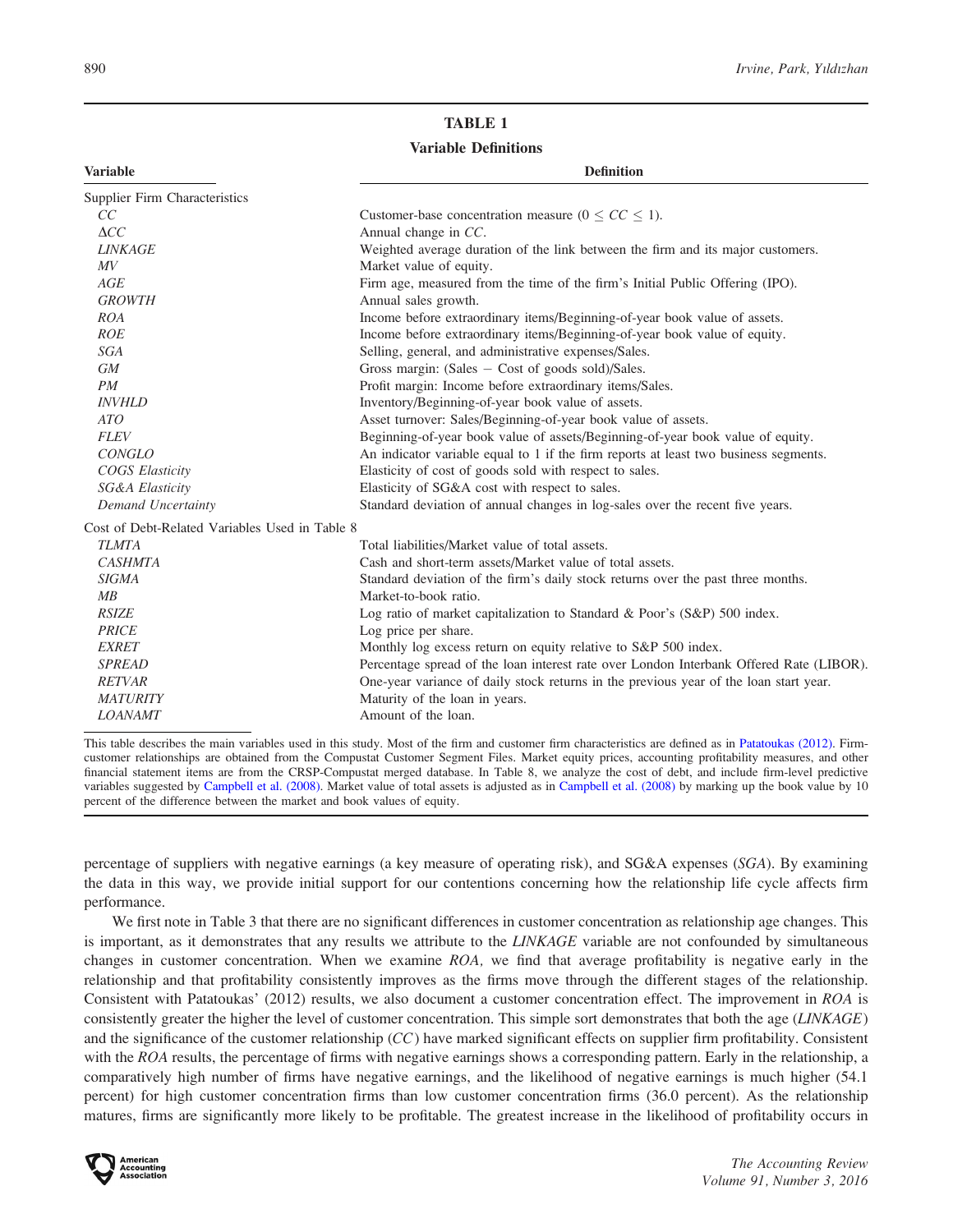## TABLE 1

### Variable Definitions

| Variable | Definition |
|---|---|
| Supplier Firm Characteristics | |
| *CC* | Customer-base concentration measure ($0 \leq CC \leq 1$). |
| $\Delta CC$ | Annual change in *CC*. |
| *LINKAGE* | Weighted average duration of the link between the firm and its major customers. |
| *MV* | Market value of equity. |
| *AGE* | Firm age, measured from the time of the firm's Initial Public Offering (IPO). |
| *GROWTH* | Annual sales growth. |
| *ROA* | Income before extraordinary items/Beginning-of-year book value of assets. |
| *ROE* | Income before extraordinary items/Beginning-of-year book value of equity. |
| *SGA* | Selling, general, and administrative expenses/Sales. |
| *GM* | Gross margin: (Sales − Cost of goods sold)/Sales. |
| *PM* | Profit margin: Income before extraordinary items/Sales. |
| *INVHLD* | Inventory/Beginning-of-year book value of assets. |
| *ATO* | Asset turnover: Sales/Beginning-of-year book value of assets. |
| *FLEV* | Beginning-of-year book value of assets/Beginning-of-year book value of equity. |
| *CONGLO* | An indicator variable equal to 1 if the firm reports at least two business segments. |
| *COGS Elasticity* | Elasticity of cost of goods sold with respect to sales. |
| *SG&A Elasticity* | Elasticity of SG&A cost with respect to sales. |
| *Demand Uncertainty* | Standard deviation of annual changes in log-sales over the recent five years. |
| Cost of Debt-Related Variables Used in Table 8 | |
| *TLMTA* | Total liabilities/Market value of total assets. |
| *CASHMTA* | Cash and short-term assets/Market value of total assets. |
| *SIGMA* | Standard deviation of the firm's daily stock returns over the past three months. |
| *MB* | Market-to-book ratio. |
| *RSIZE* | Log ratio of market capitalization to Standard & Poor's (S&P) 500 index. |
| *PRICE* | Log price per share. |
| *EXRET* | Monthly log excess return on equity relative to S&P 500 index. |
| *SPREAD* | Percentage spread of the loan interest rate over London Interbank Offered Rate (LIBOR). |
| *RETVAR* | One-year variance of daily stock returns in the previous year of the loan start year. |
| *MATURITY* | Maturity of the loan in years. |
| *LOANAMT* | Amount of the loan. |

This table describes the main variables used in this study. Most of the firm and customer firm characteristics are defined as in Patatoukas (2012). Firm-customer relationships are obtained from the Compustat Customer Segment Files. Market equity prices, accounting profitability measures, and other financial statement items are from the CRSP-Compustat merged database. In Table 8, we analyze the cost of debt, and include firm-level predictive variables suggested by Campbell et al. (2008). Market value of total assets is adjusted as in Campbell et al. (2008) by marking up the book value by 10 percent of the difference between the market and book values of equity.

percentage of suppliers with negative earnings (a key measure of operating risk), and SG&A expenses (*SGA*). By examining the data in this way, we provide initial support for our contentions concerning how the relationship life cycle affects firm performance.

We first note in Table 3 that there are no significant differences in customer concentration as relationship age changes. This is important, as it demonstrates that any results we attribute to the *LINKAGE* variable are not confounded by simultaneous changes in customer concentration. When we examine *ROA,* we find that average profitability is negative early in the relationship and that profitability consistently improves as the firms move through the different stages of the relationship. Consistent with Patatoukas' (2012) results, we also document a customer concentration effect. The improvement in *ROA* is consistently greater the higher the level of customer concentration. This simple sort demonstrates that both the age (*LINKAGE*) and the significance of the customer relationship (*CC*) have marked significant effects on supplier firm profitability. Consistent with the *ROA* results, the percentage of firms with negative earnings shows a corresponding pattern. Early in the relationship, a comparatively high number of firms have negative earnings, and the likelihood of negative earnings is much higher (54.1 percent) for high customer concentration firms than low customer concentration firms (36.0 percent). As the relationship matures, firms are significantly more likely to be profitable. The greatest increase in the likelihood of profitability occurs in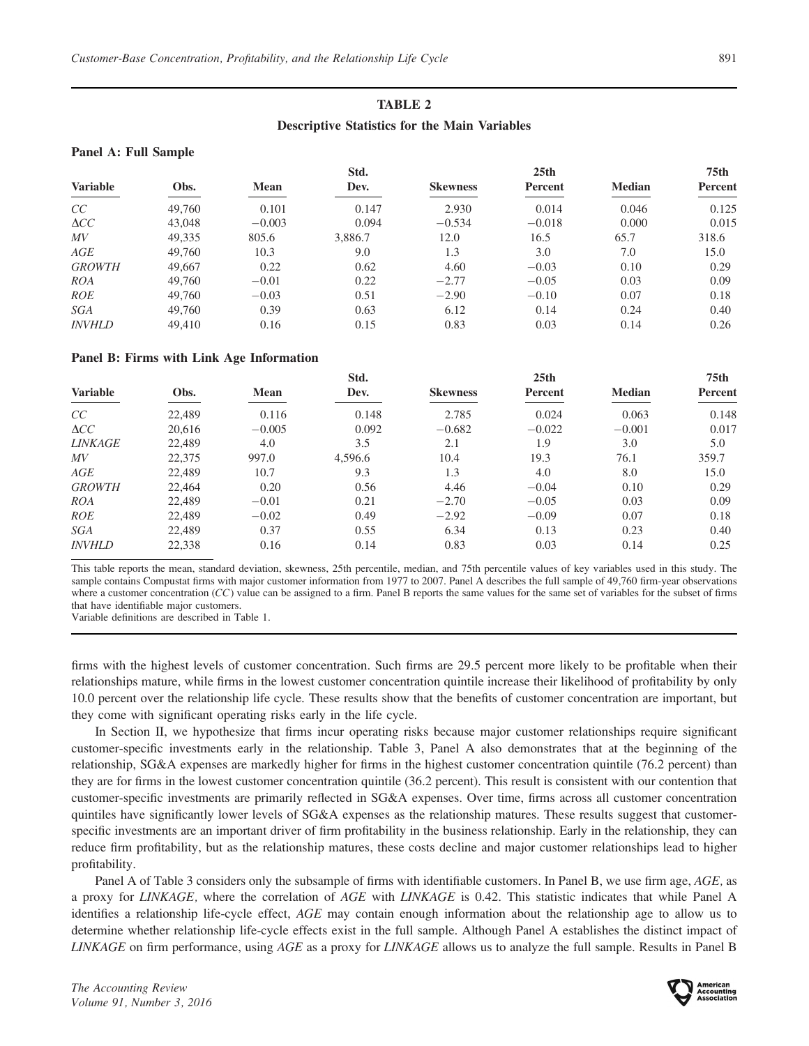## TABLE 2
### Descriptive Statistics for the Main Variables

**Panel A: Full Sample**

| Variable | Obs. | Mean | Std. Dev. | Skewness | 25th Percent | Median | 75th Percent |
|---|---|---|---|---|---|---|---|
| *CC* | 49,760 | 0.101 | 0.147 | 2.930 | 0.014 | 0.046 | 0.125 |
| $\Delta CC$ | 43,048 | −0.003 | 0.094 | −0.534 | −0.018 | 0.000 | 0.015 |
| *MV* | 49,335 | 805.6 | 3,886.7 | 12.0 | 16.5 | 65.7 | 318.6 |
| *AGE* | 49,760 | 10.3 | 9.0 | 1.3 | 3.0 | 7.0 | 15.0 |
| *GROWTH* | 49,667 | 0.22 | 0.62 | 4.60 | −0.03 | 0.10 | 0.29 |
| *ROA* | 49,760 | −0.01 | 0.22 | −2.77 | −0.05 | 0.03 | 0.09 |
| *ROE* | 49,760 | −0.03 | 0.51 | −2.90 | −0.10 | 0.07 | 0.18 |
| *SGA* | 49,760 | 0.39 | 0.63 | 6.12 | 0.14 | 0.24 | 0.40 |
| *INVHLD* | 49,410 | 0.16 | 0.15 | 0.83 | 0.03 | 0.14 | 0.26 |

**Panel B: Firms with Link Age Information**

| Variable | Obs. | Mean | Std. Dev. | Skewness | 25th Percent | Median | 75th Percent |
|---|---|---|---|---|---|---|---|
| *CC* | 22,489 | 0.116 | 0.148 | 2.785 | 0.024 | 0.063 | 0.148 |
| $\Delta CC$ | 20,616 | −0.005 | 0.092 | −0.682 | −0.022 | −0.001 | 0.017 |
| *LINKAGE* | 22,489 | 4.0 | 3.5 | 2.1 | 1.9 | 3.0 | 5.0 |
| *MV* | 22,375 | 997.0 | 4,596.6 | 10.4 | 19.3 | 76.1 | 359.7 |
| *AGE* | 22,489 | 10.7 | 9.3 | 1.3 | 4.0 | 8.0 | 15.0 |
| *GROWTH* | 22,464 | 0.20 | 0.56 | 4.46 | −0.04 | 0.10 | 0.29 |
| *ROA* | 22,489 | −0.01 | 0.21 | −2.70 | −0.05 | 0.03 | 0.09 |
| *ROE* | 22,489 | −0.02 | 0.49 | −2.92 | −0.09 | 0.07 | 0.18 |
| *SGA* | 22,489 | 0.37 | 0.55 | 6.34 | 0.13 | 0.23 | 0.40 |
| *INVHLD* | 22,338 | 0.16 | 0.14 | 0.83 | 0.03 | 0.14 | 0.25 |

This table reports the mean, standard deviation, skewness, 25th percentile, median, and 75th percentile values of key variables used in this study. The sample contains Compustat firms with major customer information from 1977 to 2007. Panel A describes the full sample of 49,760 firm-year observations where a customer concentration (*CC*) value can be assigned to a firm. Panel B reports the same values for the same set of variables for the subset of firms that have identifiable major customers.
Variable definitions are described in Table 1.

firms with the highest levels of customer concentration. Such firms are 29.5 percent more likely to be profitable when their relationships mature, while firms in the lowest customer concentration quintile increase their likelihood of profitability by only 10.0 percent over the relationship life cycle. These results show that the benefits of customer concentration are important, but they come with significant operating risks early in the life cycle.

In Section II, we hypothesize that firms incur operating risks because major customer relationships require significant customer-specific investments early in the relationship. Table 3, Panel A also demonstrates that at the beginning of the relationship, SG&A expenses are markedly higher for firms in the highest customer concentration quintile (76.2 percent) than they are for firms in the lowest customer concentration quintile (36.2 percent). This result is consistent with our contention that customer-specific investments are primarily reflected in SG&A expenses. Over time, firms across all customer concentration quintiles have significantly lower levels of SG&A expenses as the relationship matures. These results suggest that customer-specific investments are an important driver of firm profitability in the business relationship. Early in the relationship, they can reduce firm profitability, but as the relationship matures, these costs decline and major customer relationships lead to higher profitability.

Panel A of Table 3 considers only the subsample of firms with identifiable customers. In Panel B, we use firm age, *AGE,* as a proxy for *LINKAGE,* where the correlation of *AGE* with *LINKAGE* is 0.42. This statistic indicates that while Panel A identifies a relationship life-cycle effect, *AGE* may contain enough information about the relationship age to allow us to determine whether relationship life-cycle effects exist in the full sample. Although Panel A establishes the distinct impact of *LINKAGE* on firm performance, using *AGE* as a proxy for *LINKAGE* allows us to analyze the full sample. Results in Panel B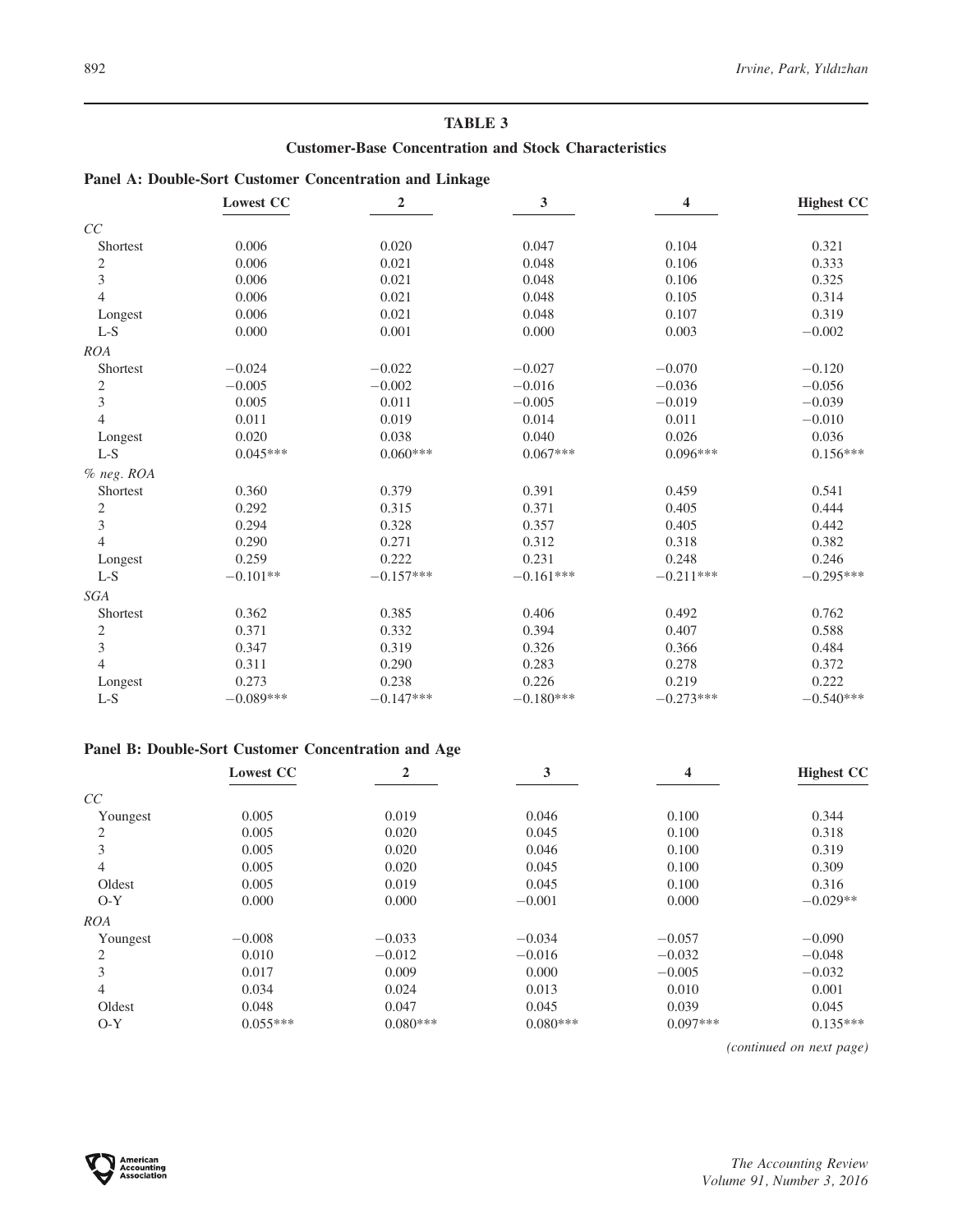## TABLE 3

### Customer-Base Concentration and Stock Characteristics

**Panel A: Double-Sort Customer Concentration and Linkage**

| | Lowest CC | 2 | 3 | 4 | Highest CC |
|---|---|---|---|---|---|
| *CC* | | | | | |
| Shortest | 0.006 | 0.020 | 0.047 | 0.104 | 0.321 |
| 2 | 0.006 | 0.021 | 0.048 | 0.106 | 0.333 |
| 3 | 0.006 | 0.021 | 0.048 | 0.106 | 0.325 |
| 4 | 0.006 | 0.021 | 0.048 | 0.105 | 0.314 |
| Longest | 0.006 | 0.021 | 0.048 | 0.107 | 0.319 |
| L-S | 0.000 | 0.001 | 0.000 | 0.003 | −0.002 |
| *ROA* | | | | | |
| Shortest | −0.024 | −0.022 | −0.027 | −0.070 | −0.120 |
| 2 | −0.005 | −0.002 | −0.016 | −0.036 | −0.056 |
| 3 | 0.005 | 0.011 | −0.005 | −0.019 | −0.039 |
| 4 | 0.011 | 0.019 | 0.014 | 0.011 | −0.010 |
| Longest | 0.020 | 0.038 | 0.040 | 0.026 | 0.036 |
| L-S | 0.045*** | 0.060*** | 0.067*** | 0.096*** | 0.156*** |
| *% neg. ROA* | | | | | |
| Shortest | 0.360 | 0.379 | 0.391 | 0.459 | 0.541 |
| 2 | 0.292 | 0.315 | 0.371 | 0.405 | 0.444 |
| 3 | 0.294 | 0.328 | 0.357 | 0.405 | 0.442 |
| 4 | 0.290 | 0.271 | 0.312 | 0.318 | 0.382 |
| Longest | 0.259 | 0.222 | 0.231 | 0.248 | 0.246 |
| L-S | −0.101** | −0.157*** | −0.161*** | −0.211*** | −0.295*** |
| *SGA* | | | | | |
| Shortest | 0.362 | 0.385 | 0.406 | 0.492 | 0.762 |
| 2 | 0.371 | 0.332 | 0.394 | 0.407 | 0.588 |
| 3 | 0.347 | 0.319 | 0.326 | 0.366 | 0.484 |
| 4 | 0.311 | 0.290 | 0.283 | 0.278 | 0.372 |
| Longest | 0.273 | 0.238 | 0.226 | 0.219 | 0.222 |
| L-S | −0.089*** | −0.147*** | −0.180*** | −0.273*** | −0.540*** |

**Panel B: Double-Sort Customer Concentration and Age**

| | Lowest CC | 2 | 3 | 4 | Highest CC |
|---|---|---|---|---|---|
| *CC* | | | | | |
| Youngest | 0.005 | 0.019 | 0.046 | 0.100 | 0.344 |
| 2 | 0.005 | 0.020 | 0.045 | 0.100 | 0.318 |
| 3 | 0.005 | 0.020 | 0.046 | 0.100 | 0.319 |
| 4 | 0.005 | 0.020 | 0.045 | 0.100 | 0.309 |
| Oldest | 0.005 | 0.019 | 0.045 | 0.100 | 0.316 |
| O-Y | 0.000 | 0.000 | −0.001 | 0.000 | −0.029** |
| *ROA* | | | | | |
| Youngest | −0.008 | −0.033 | −0.034 | −0.057 | −0.090 |
| 2 | 0.010 | −0.012 | −0.016 | −0.032 | −0.048 |
| 3 | 0.017 | 0.009 | 0.000 | −0.005 | −0.032 |
| 4 | 0.034 | 0.024 | 0.013 | 0.010 | 0.001 |
| Oldest | 0.048 | 0.047 | 0.045 | 0.039 | 0.045 |
| O-Y | 0.055*** | 0.080*** | 0.080*** | 0.097*** | 0.135*** |

*(continued on next page)*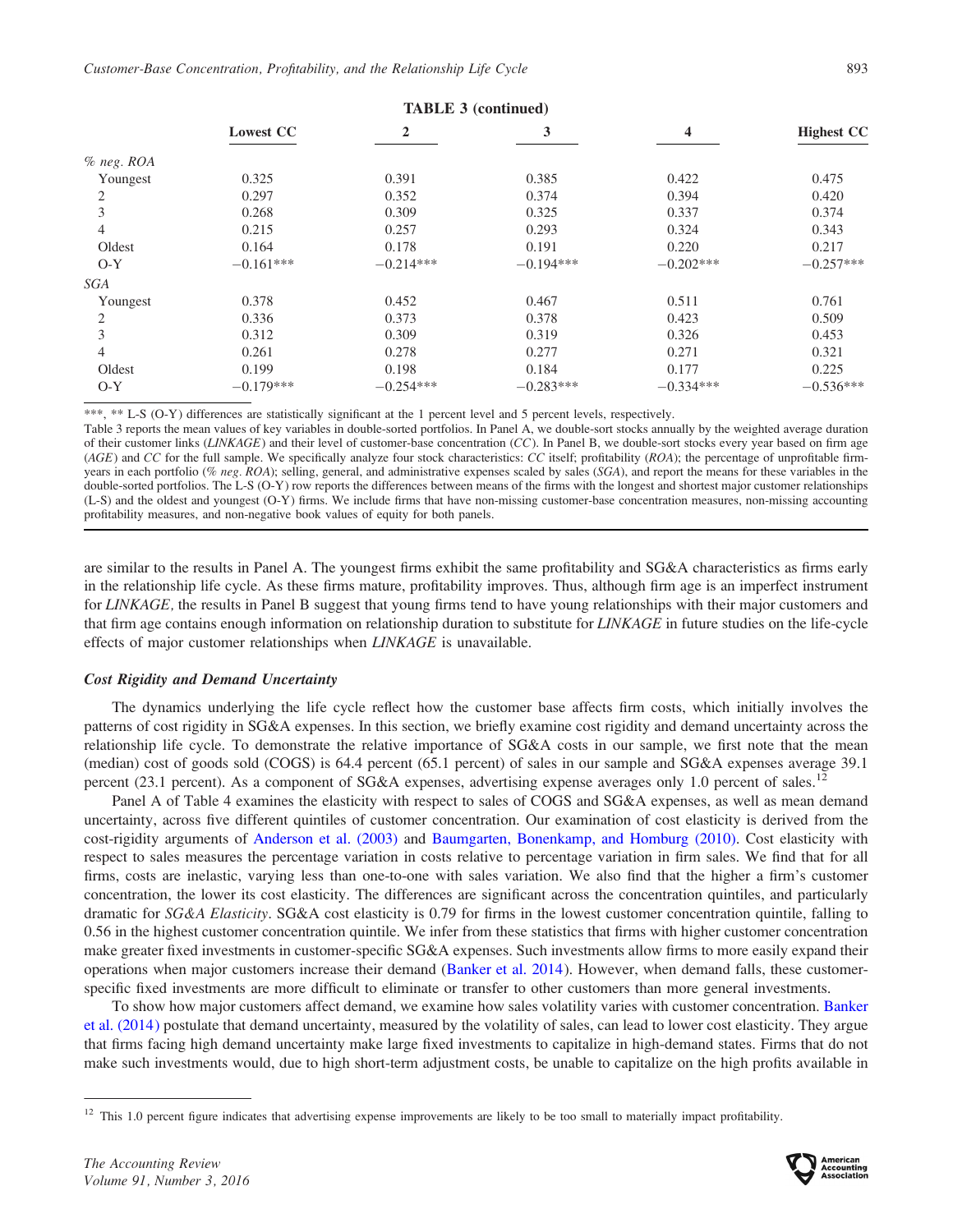**TABLE 3 (continued)**

| | Lowest CC | 2 | 3 | 4 | Highest CC |
|---|---|---|---|---|---|
| *% neg. ROA* | | | | | |
| Youngest | 0.325 | 0.391 | 0.385 | 0.422 | 0.475 |
| 2 | 0.297 | 0.352 | 0.374 | 0.394 | 0.420 |
| 3 | 0.268 | 0.309 | 0.325 | 0.337 | 0.374 |
| 4 | 0.215 | 0.257 | 0.293 | 0.324 | 0.343 |
| Oldest | 0.164 | 0.178 | 0.191 | 0.220 | 0.217 |
| O-Y | −0.161*** | −0.214*** | −0.194*** | −0.202*** | −0.257*** |
| *SGA* | | | | | |
| Youngest | 0.378 | 0.452 | 0.467 | 0.511 | 0.761 |
| 2 | 0.336 | 0.373 | 0.378 | 0.423 | 0.509 |
| 3 | 0.312 | 0.309 | 0.319 | 0.326 | 0.453 |
| 4 | 0.261 | 0.278 | 0.277 | 0.271 | 0.321 |
| Oldest | 0.199 | 0.198 | 0.184 | 0.177 | 0.225 |
| O-Y | −0.179*** | −0.254*** | −0.283*** | −0.334*** | −0.536*** |

***, ** L-S (O-Y) differences are statistically significant at the 1 percent level and 5 percent levels, respectively.

Table 3 reports the mean values of key variables in double-sorted portfolios. In Panel A, we double-sort stocks annually by the weighted average duration of their customer links (*LINKAGE*) and their level of customer-base concentration (*CC*). In Panel B, we double-sort stocks every year based on firm age (*AGE*) and *CC* for the full sample. We specifically analyze four stock characteristics: *CC* itself; profitability (*ROA*); the percentage of unprofitable firm-years in each portfolio (*% neg. ROA*); selling, general, and administrative expenses scaled by sales (*SGA*), and report the means for these variables in the double-sorted portfolios. The L-S (O-Y) row reports the differences between means of the firms with the longest and shortest major customer relationships (L-S) and the oldest and youngest (O-Y) firms. We include firms that have non-missing customer-base concentration measures, non-missing accounting profitability measures, and non-negative book values of equity for both panels.

are similar to the results in Panel A. The youngest firms exhibit the same profitability and SG&A characteristics as firms early in the relationship life cycle. As these firms mature, profitability improves. Thus, although firm age is an imperfect instrument for *LINKAGE*, the results in Panel B suggest that young firms tend to have young relationships with their major customers and that firm age contains enough information on relationship duration to substitute for *LINKAGE* in future studies on the life-cycle effects of major customer relationships when *LINKAGE* is unavailable.

### *Cost Rigidity and Demand Uncertainty*

The dynamics underlying the life cycle reflect how the customer base affects firm costs, which initially involves the patterns of cost rigidity in SG&A expenses. In this section, we briefly examine cost rigidity and demand uncertainty across the relationship life cycle. To demonstrate the relative importance of SG&A costs in our sample, we first note that the mean (median) cost of goods sold (COGS) is 64.4 percent (65.1 percent) of sales in our sample and SG&A expenses average 39.1 percent (23.1 percent). As a component of SG&A expenses, advertising expense averages only 1.0 percent of sales.[12]

Panel A of Table 4 examines the elasticity with respect to sales of COGS and SG&A expenses, as well as mean demand uncertainty, across five different quintiles of customer concentration. Our examination of cost elasticity is derived from the cost-rigidity arguments of Anderson et al. (2003) and Baumgarten, Bonenkamp, and Homburg (2010). Cost elasticity with respect to sales measures the percentage variation in costs relative to percentage variation in firm sales. We find that for all firms, costs are inelastic, varying less than one-to-one with sales variation. We also find that the higher a firm's customer concentration, the lower its cost elasticity. The differences are significant across the concentration quintiles, and particularly dramatic for *SG&A Elasticity*. SG&A cost elasticity is 0.79 for firms in the lowest customer concentration quintile, falling to 0.56 in the highest customer concentration quintile. We infer from these statistics that firms with higher customer concentration make greater fixed investments in customer-specific SG&A expenses. Such investments allow firms to more easily expand their operations when major customers increase their demand (Banker et al. 2014). However, when demand falls, these customer-specific fixed investments are more difficult to eliminate or transfer to other customers than more general investments.

To show how major customers affect demand, we examine how sales volatility varies with customer concentration. Banker et al. (2014) postulate that demand uncertainty, measured by the volatility of sales, can lead to lower cost elasticity. They argue that firms facing high demand uncertainty make large fixed investments to capitalize in high-demand states. Firms that do not make such investments would, due to high short-term adjustment costs, be unable to capitalize on the high profits available in

[12] This 1.0 percent figure indicates that advertising expense improvements are likely to be too small to materially impact profitability.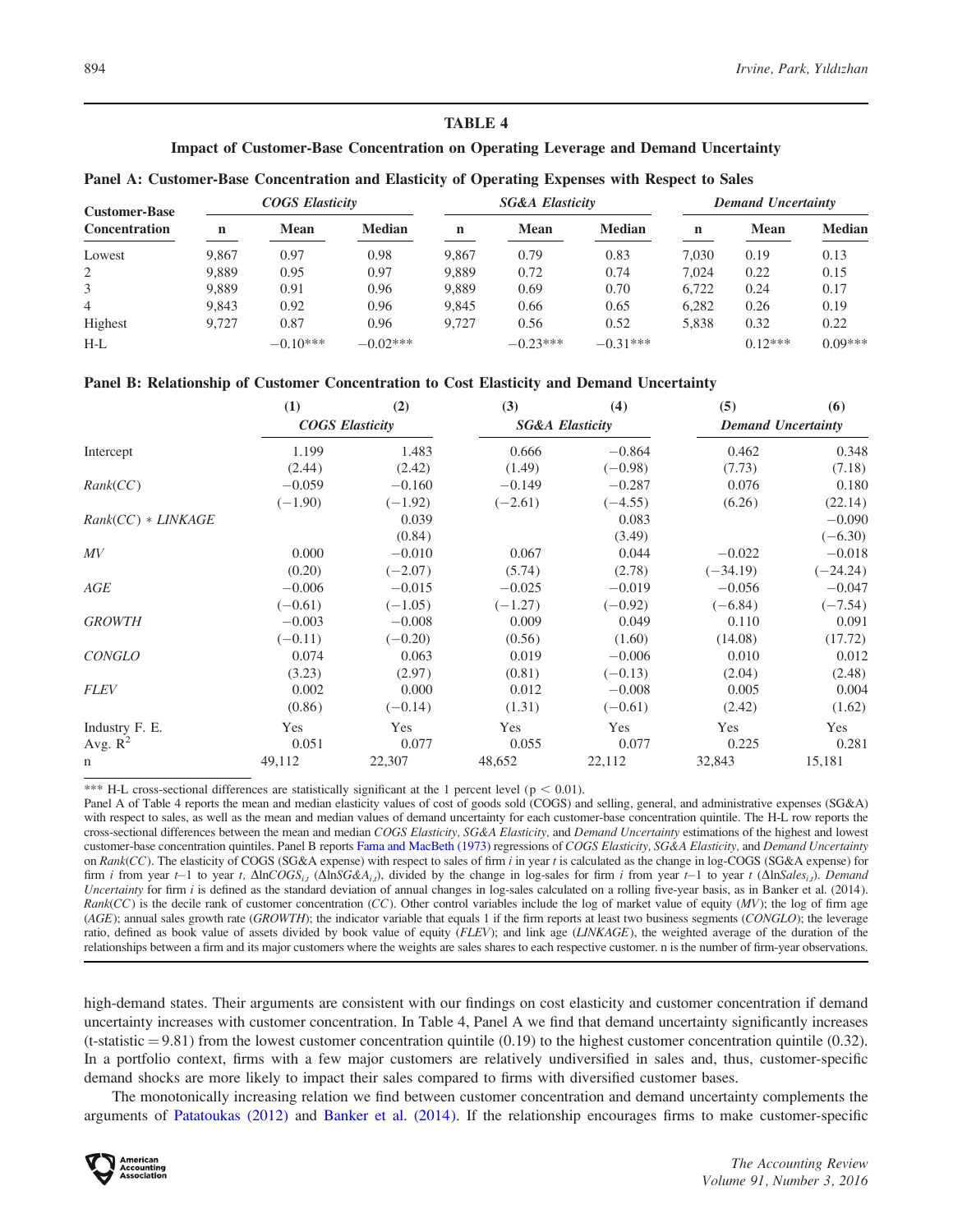## TABLE 4

### Impact of Customer-Base Concentration on Operating Leverage and Demand Uncertainty

**Panel A: Customer-Base Concentration and Elasticity of Operating Expenses with Respect to Sales**

| Customer-Base Concentration | *COGS Elasticity* | | | *SG&A Elasticity* | | | *Demand Uncertainty* | | |
|---|---|---|---|---|---|---|---|---|---|
| | **n** | **Mean** | **Median** | **n** | **Mean** | **Median** | **n** | **Mean** | **Median** |
| Lowest | 9,867 | 0.97 | 0.98 | 9,867 | 0.79 | 0.83 | 7,030 | 0.19 | 0.13 |
| 2 | 9,889 | 0.95 | 0.97 | 9,889 | 0.72 | 0.74 | 7,024 | 0.22 | 0.15 |
| 3 | 9,889 | 0.91 | 0.96 | 9,889 | 0.69 | 0.70 | 6,722 | 0.24 | 0.17 |
| 4 | 9,843 | 0.92 | 0.96 | 9,845 | 0.66 | 0.65 | 6,282 | 0.26 | 0.19 |
| Highest | 9,727 | 0.87 | 0.96 | 9,727 | 0.56 | 0.52 | 5,838 | 0.32 | 0.22 |
| H-L | | −0.10*** | −0.02*** | | −0.23*** | −0.31*** | | 0.12*** | 0.09*** |

**Panel B: Relationship of Customer Concentration to Cost Elasticity and Demand Uncertainty**

| | (1) | (2) | (3) | (4) | (5) | (6) |
|---|---|---|---|---|---|---|
| | *COGS Elasticity* | | *SG&A Elasticity* | | *Demand Uncertainty* | |
| Intercept | 1.199 | 1.483 | 0.666 | −0.864 | 0.462 | 0.348 |
| | (2.44) | (2.42) | (1.49) | (−0.98) | (7.73) | (7.18) |
| *Rank(CC)* | −0.059 | −0.160 | −0.149 | −0.287 | 0.076 | 0.180 |
| | (−1.90) | (−1.92) | (−2.61) | (−4.55) | (6.26) | (22.14) |
| *Rank(CC) * LINKAGE* | | 0.039 | | 0.083 | | −0.090 |
| | | (0.84) | | (3.49) | | (−6.30) |
| *MV* | 0.000 | −0.010 | 0.067 | 0.044 | −0.022 | −0.018 |
| | (0.20) | (−2.07) | (5.74) | (2.78) | (−34.19) | (−24.24) |
| *AGE* | −0.006 | −0.015 | −0.025 | −0.019 | −0.056 | −0.047 |
| | (−0.61) | (−1.05) | (−1.27) | (−0.92) | (−6.84) | (−7.54) |
| *GROWTH* | −0.003 | −0.008 | 0.009 | 0.049 | 0.110 | 0.091 |
| | (−0.11) | (−0.20) | (0.56) | (1.60) | (14.08) | (17.72) |
| *CONGLO* | 0.074 | 0.063 | 0.019 | −0.006 | 0.010 | 0.012 |
| | (3.23) | (2.97) | (0.81) | (−0.13) | (2.04) | (2.48) |
| *FLEV* | 0.002 | 0.000 | 0.012 | −0.008 | 0.005 | 0.004 |
| | (0.86) | (−0.14) | (1.31) | (−0.61) | (2.42) | (1.62) |
| Industry F. E. | Yes | Yes | Yes | Yes | Yes | Yes |
| Avg. $R^2$ | 0.051 | 0.077 | 0.055 | 0.077 | 0.225 | 0.281 |
| n | 49,112 | 22,307 | 48,652 | 22,112 | 32,843 | 15,181 |

*** H-L cross-sectional differences are statistically significant at the 1 percent level ($p < 0.01$).

Panel A of Table 4 reports the mean and median elasticity values of cost of goods sold (COGS) and selling, general, and administrative expenses (SG&A) with respect to sales, as well as the mean and median values of demand uncertainty for each customer-base concentration quintile. The H-L row reports the cross-sectional differences between the mean and median *COGS Elasticity, SG&A Elasticity,* and *Demand Uncertainty* estimations of the highest and lowest customer-base concentration quintiles. Panel B reports Fama and MacBeth (1973) regressions of *COGS Elasticity, SG&A Elasticity,* and *Demand Uncertainty* on *Rank(CC)*. The elasticity of COGS (SG&A expense) with respect to sales of firm *i* in year *t* is calculated as the change in log-COGS (SG&A expense) for firm *i* from year *t*−1 to year *t*, $\Delta \ln COGS_{i,t}$ ($\Delta \ln SG\&A_{i,t}$), divided by the change in log-sales for firm *i* from year *t*−1 to year *t* ($\Delta \ln Sales_{i,t}$). *Demand Uncertainty* for firm *i* is defined as the standard deviation of annual changes in log-sales calculated on a rolling five-year basis, as in Banker et al. (2014). *Rank(CC)* is the decile rank of customer concentration (*CC*). Other control variables include the log of market value of equity (*MV*); the log of firm age (*AGE*); annual sales growth rate (*GROWTH*); the indicator variable that equals 1 if the firm reports at least two business segments (*CONGLO*); the leverage ratio, defined as book value of assets divided by book value of equity (*FLEV*); and link age (*LINKAGE*), the weighted average of the duration of the relationships between a firm and its major customers where the weights are sales shares to each respective customer. n is the number of firm-year observations.

high-demand states. Their arguments are consistent with our findings on cost elasticity and customer concentration if demand uncertainty increases with customer concentration. In Table 4, Panel A we find that demand uncertainty significantly increases (t-statistic = 9.81) from the lowest customer concentration quintile (0.19) to the highest customer concentration quintile (0.32). In a portfolio context, firms with a few major customers are relatively undiversified in sales and, thus, customer-specific demand shocks are more likely to impact their sales compared to firms with diversified customer bases.

The monotonically increasing relation we find between customer concentration and demand uncertainty complements the arguments of Patatoukas (2012) and Banker et al. (2014). If the relationship encourages firms to make customer-specific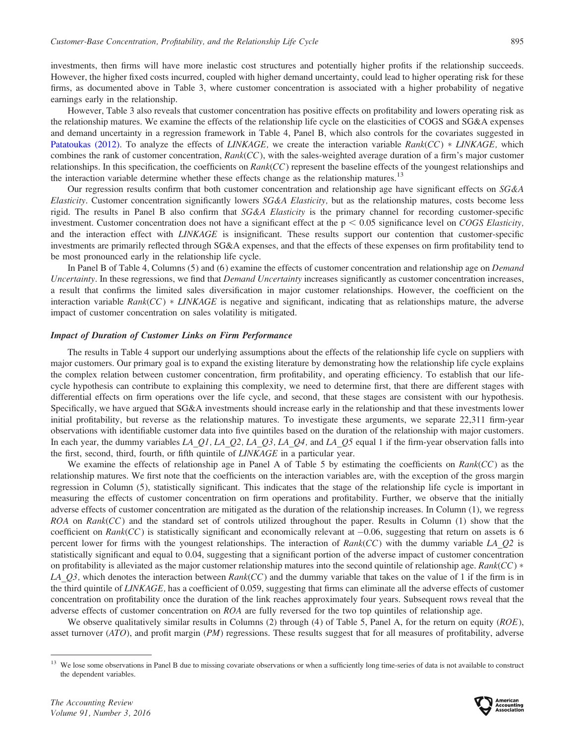investments, then firms will have more inelastic cost structures and potentially higher profits if the relationship succeeds. However, the higher fixed costs incurred, coupled with higher demand uncertainty, could lead to higher operating risk for these firms, as documented above in Table 3, where customer concentration is associated with a higher probability of negative earnings early in the relationship.

However, Table 3 also reveals that customer concentration has positive effects on profitability and lowers operating risk as the relationship matures. We examine the effects of the relationship life cycle on the elasticities of COGS and SG&A expenses and demand uncertainty in a regression framework in Table 4, Panel B, which also controls for the covariates suggested in Patatoukas (2012). To analyze the effects of *LINKAGE,* we create the interaction variable *Rank*(*CC*) * *LINKAGE,* which combines the rank of customer concentration, *Rank*(*CC*), with the sales-weighted average duration of a firm's major customer relationships. In this specification, the coefficients on *Rank*(*CC*) represent the baseline effects of the youngest relationships and the interaction variable determine whether these effects change as the relationship matures.[13]

Our regression results confirm that both customer concentration and relationship age have significant effects on *SG&A Elasticity*. Customer concentration significantly lowers *SG&A Elasticity,* but as the relationship matures, costs become less rigid. The results in Panel B also confirm that *SG&A Elasticity* is the primary channel for recording customer-specific investment. Customer concentration does not have a significant effect at the $p < 0.05$ significance level on *COGS Elasticity,* and the interaction effect with *LINKAGE* is insignificant. These results support our contention that customer-specific investments are primarily reflected through SG&A expenses, and that the effects of these expenses on firm profitability tend to be most pronounced early in the relationship life cycle.

In Panel B of Table 4, Columns (5) and (6) examine the effects of customer concentration and relationship age on *Demand Uncertainty*. In these regressions, we find that *Demand Uncertainty* increases significantly as customer concentration increases, a result that confirms the limited sales diversification in major customer relationships. However, the coefficient on the interaction variable *Rank*(*CC*) * *LINKAGE* is negative and significant, indicating that as relationships mature, the adverse impact of customer concentration on sales volatility is mitigated.

### *Impact of Duration of Customer Links on Firm Performance*

The results in Table 4 support our underlying assumptions about the effects of the relationship life cycle on suppliers with major customers. Our primary goal is to expand the existing literature by demonstrating how the relationship life cycle explains the complex relation between customer concentration, firm profitability, and operating efficiency. To establish that our life-cycle hypothesis can contribute to explaining this complexity, we need to determine first, that there are different stages with differential effects on firm operations over the life cycle, and second, that these stages are consistent with our hypothesis. Specifically, we have argued that SG&A investments should increase early in the relationship and that these investments lower initial profitability, but reverse as the relationship matures. To investigate these arguments, we separate 22,311 firm-year observations with identifiable customer data into five quintiles based on the duration of the relationship with major customers. In each year, the dummy variables *LA_Q1, LA_Q2, LA_Q3, LA_Q4,* and *LA_Q5* equal 1 if the firm-year observation falls into the first, second, third, fourth, or fifth quintile of *LINKAGE* in a particular year.

We examine the effects of relationship age in Panel A of Table 5 by estimating the coefficients on *Rank*(*CC*) as the relationship matures. We first note that the coefficients on the interaction variables are, with the exception of the gross margin regression in Column (5), statistically significant. This indicates that the stage of the relationship life cycle is important in measuring the effects of customer concentration on firm operations and profitability. Further, we observe that the initially adverse effects of customer concentration are mitigated as the duration of the relationship increases. In Column (1), we regress *ROA* on *Rank*(*CC*) and the standard set of controls utilized throughout the paper. Results in Column (1) show that the coefficient on *Rank*(*CC*) is statistically significant and economically relevant at −0.06, suggesting that return on assets is 6 percent lower for firms with the youngest relationships. The interaction of *Rank*(*CC*) with the dummy variable *LA_Q2* is statistically significant and equal to 0.04, suggesting that a significant portion of the adverse impact of customer concentration on profitability is alleviated as the major customer relationship matures into the second quintile of relationship age. *Rank*(*CC*) * *LA_Q3,* which denotes the interaction between *Rank*(*CC*) and the dummy variable that takes on the value of 1 if the firm is in the third quintile of *LINKAGE,* has a coefficient of 0.059, suggesting that firms can eliminate all the adverse effects of customer concentration on profitability once the duration of the link reaches approximately four years. Subsequent rows reveal that the adverse effects of customer concentration on *ROA* are fully reversed for the two top quintiles of relationship age.

We observe qualitatively similar results in Columns (2) through (4) of Table 5, Panel A, for the return on equity (*ROE*), asset turnover (*ATO*), and profit margin (*PM*) regressions. These results suggest that for all measures of profitability, adverse

[13] We lose some observations in Panel B due to missing covariate observations or when a sufficiently long time-series of data is not available to construct the dependent variables.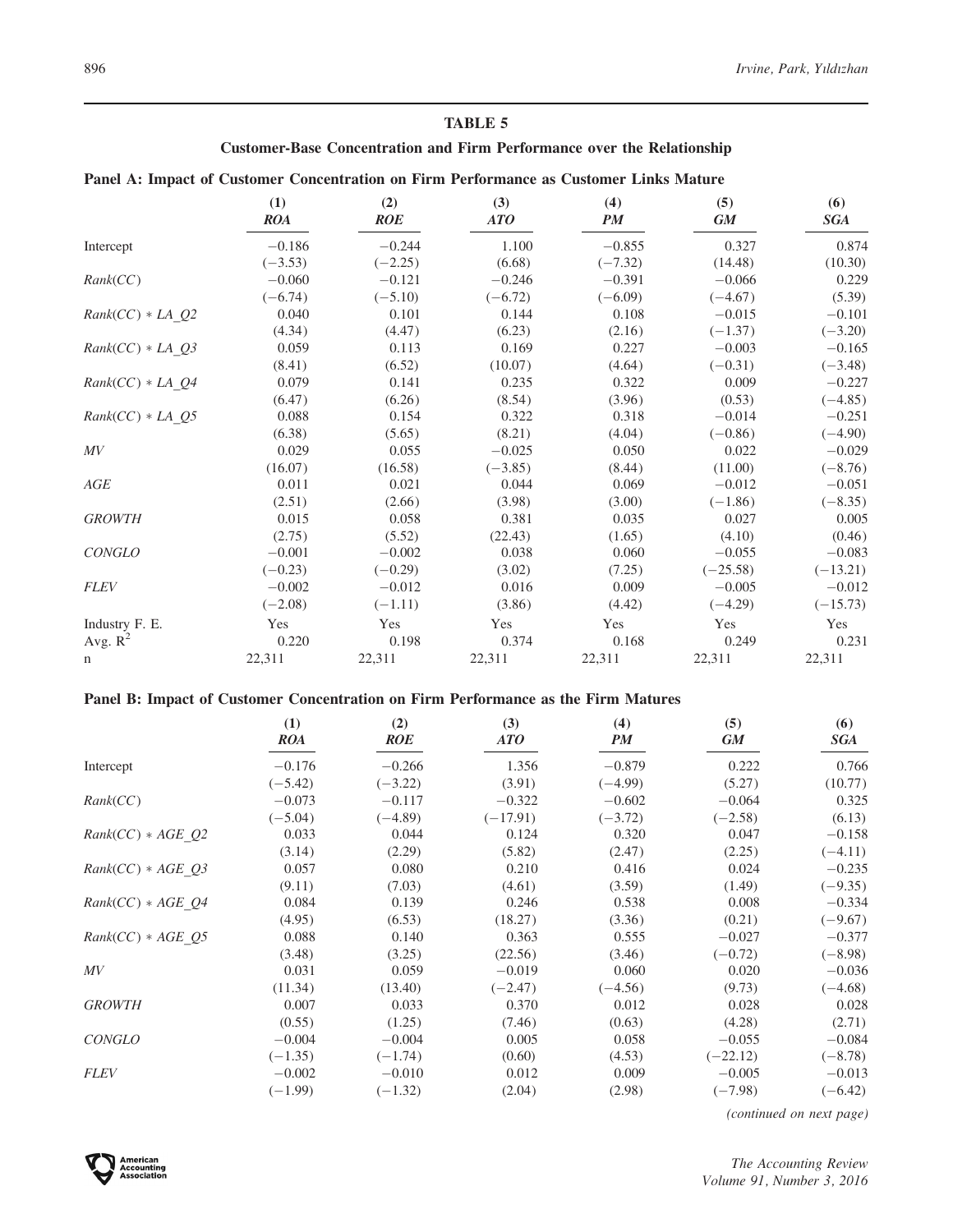## TABLE 5

### Customer-Base Concentration and Firm Performance over the Relationship

**Panel A: Impact of Customer Concentration on Firm Performance as Customer Links Mature**

| | (1) *ROA* | (2) *ROE* | (3) *ATO* | (4) *PM* | (5) *GM* | (6) *SGA* |
|---|---|---|---|---|---|---|
| Intercept | −0.186 | −0.244 | 1.100 | −0.855 | 0.327 | 0.874 |
| | (−3.53) | (−2.25) | (6.68) | (−7.32) | (14.48) | (10.30) |
| *Rank(CC)* | −0.060 | −0.121 | −0.246 | −0.391 | −0.066 | 0.229 |
| | (−6.74) | (−5.10) | (−6.72) | (−6.09) | (−4.67) | (5.39) |
| *Rank(CC) * LA_Q2* | 0.040 | 0.101 | 0.144 | 0.108 | −0.015 | −0.101 |
| | (4.34) | (4.47) | (6.23) | (2.16) | (−1.37) | (−3.20) |
| *Rank(CC) * LA_Q3* | 0.059 | 0.113 | 0.169 | 0.227 | −0.003 | −0.165 |
| | (8.41) | (6.52) | (10.07) | (4.64) | (−0.31) | (−3.48) |
| *Rank(CC) * LA_Q4* | 0.079 | 0.141 | 0.235 | 0.322 | 0.009 | −0.227 |
| | (6.47) | (6.26) | (8.54) | (3.96) | (0.53) | (−4.85) |
| *Rank(CC) * LA_Q5* | 0.088 | 0.154 | 0.322 | 0.318 | −0.014 | −0.251 |
| | (6.38) | (5.65) | (8.21) | (4.04) | (−0.86) | (−4.90) |
| *MV* | 0.029 | 0.055 | −0.025 | 0.050 | 0.022 | −0.029 |
| | (16.07) | (16.58) | (−3.85) | (8.44) | (11.00) | (−8.76) |
| *AGE* | 0.011 | 0.021 | 0.044 | 0.069 | −0.012 | −0.051 |
| | (2.51) | (2.66) | (3.98) | (3.00) | (−1.86) | (−8.35) |
| *GROWTH* | 0.015 | 0.058 | 0.381 | 0.035 | 0.027 | 0.005 |
| | (2.75) | (5.52) | (22.43) | (1.65) | (4.10) | (0.46) |
| *CONGLO* | −0.001 | −0.002 | 0.038 | 0.060 | −0.055 | −0.083 |
| | (−0.23) | (−0.29) | (3.02) | (7.25) | (−25.58) | (−13.21) |
| *FLEV* | −0.002 | −0.012 | 0.016 | 0.009 | −0.005 | −0.012 |
| | (−2.08) | (−1.11) | (3.86) | (4.42) | (−4.29) | (−15.73) |
| Industry F. E. | Yes | Yes | Yes | Yes | Yes | Yes |
| Avg. $R^2$ | 0.220 | 0.198 | 0.374 | 0.168 | 0.249 | 0.231 |
| n | 22,311 | 22,311 | 22,311 | 22,311 | 22,311 | 22,311 |

**Panel B: Impact of Customer Concentration on Firm Performance as the Firm Matures**

| | (1) *ROA* | (2) *ROE* | (3) *ATO* | (4) *PM* | (5) *GM* | (6) *SGA* |
|---|---|---|---|---|---|---|
| Intercept | −0.176 | −0.266 | 1.356 | −0.879 | 0.222 | 0.766 |
| | (−5.42) | (−3.22) | (3.91) | (−4.99) | (5.27) | (10.77) |
| *Rank(CC)* | −0.073 | −0.117 | −0.322 | −0.602 | −0.064 | 0.325 |
| | (−5.04) | (−4.89) | (−17.91) | (−3.72) | (−2.58) | (6.13) |
| *Rank(CC) * AGE_Q2* | 0.033 | 0.044 | 0.124 | 0.320 | 0.047 | −0.158 |
| | (3.14) | (2.29) | (5.82) | (2.47) | (2.25) | (−4.11) |
| *Rank(CC) * AGE_Q3* | 0.057 | 0.080 | 0.210 | 0.416 | 0.024 | −0.235 |
| | (9.11) | (7.03) | (4.61) | (3.59) | (1.49) | (−9.35) |
| *Rank(CC) * AGE_Q4* | 0.084 | 0.139 | 0.246 | 0.538 | 0.008 | −0.334 |
| | (4.95) | (6.53) | (18.27) | (3.36) | (0.21) | (−9.67) |
| *Rank(CC) * AGE_Q5* | 0.088 | 0.140 | 0.363 | 0.555 | −0.027 | −0.377 |
| | (3.48) | (3.25) | (22.56) | (3.46) | (−0.72) | (−8.98) |
| *MV* | 0.031 | 0.059 | −0.019 | 0.060 | 0.020 | −0.036 |
| | (11.34) | (13.40) | (−2.47) | (−4.56) | (9.73) | (−4.68) |
| *GROWTH* | 0.007 | 0.033 | 0.370 | 0.012 | 0.028 | 0.028 |
| | (0.55) | (1.25) | (7.46) | (0.63) | (4.28) | (2.71) |
| *CONGLO* | −0.004 | −0.004 | 0.005 | 0.058 | −0.055 | −0.084 |
| | (−1.35) | (−1.74) | (0.60) | (4.53) | (−22.12) | (−8.78) |
| *FLEV* | −0.002 | −0.010 | 0.012 | 0.009 | −0.005 | −0.013 |
| | (−1.99) | (−1.32) | (2.04) | (2.98) | (−7.98) | (−6.42) |

*(continued on next page)*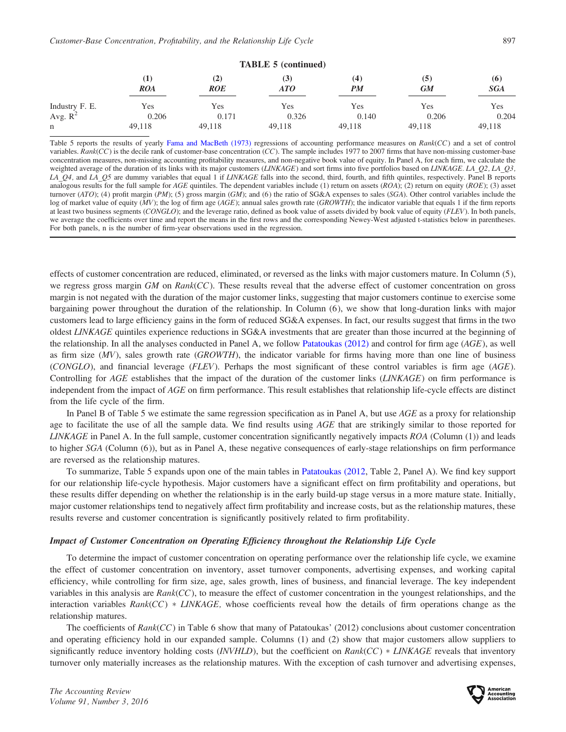**TABLE 5 (continued)**

| | (1) *ROA* | (2) *ROE* | (3) *ATO* | (4) *PM* | (5) *GM* | (6) *SGA* |
|---|---|---|---|---|---|---|
| Industry F. E. | Yes | Yes | Yes | Yes | Yes | Yes |
| Avg. $R^2$ | 0.206 | 0.171 | 0.326 | 0.140 | 0.206 | 0.204 |
| n | 49,118 | 49,118 | 49,118 | 49,118 | 49,118 | 49,118 |

Table 5 reports the results of yearly Fama and MacBeth (1973) regressions of accounting performance measures on *Rank*(*CC*) and a set of control variables. *Rank*(*CC*) is the decile rank of customer-base concentration (*CC*). The sample includes 1977 to 2007 firms that have non-missing customer-base concentration measures, non-missing accounting profitability measures, and non-negative book value of equity. In Panel A, for each firm, we calculate the weighted average of the duration of its links with its major customers (*LINKAGE*) and sort firms into five portfolios based on *LINKAGE*. *LA_Q2*, *LA_Q3*, *LA_Q4*, and *LA_Q5* are dummy variables that equal 1 if *LINKAGE* falls into the second, third, fourth, and fifth quintiles, respectively. Panel B reports analogous results for the full sample for *AGE* quintiles. The dependent variables include (1) return on assets (*ROA*); (2) return on equity (*ROE*); (3) asset turnover (*ATO*); (4) profit margin (*PM*); (5) gross margin (*GM*); and (6) the ratio of SG&A expenses to sales (*SGA*). Other control variables include the log of market value of equity (*MV*); the log of firm age (*AGE*); annual sales growth rate (*GROWTH*); the indicator variable that equals 1 if the firm reports at least two business segments (*CONGLO*); and the leverage ratio, defined as book value of assets divided by book value of equity (*FLEV*). In both panels, we average the coefficients over time and report the means in the first rows and the corresponding Newey-West adjusted t-statistics below in parentheses. For both panels, n is the number of firm-year observations used in the regression.

effects of customer concentration are reduced, eliminated, or reversed as the links with major customers mature. In Column (5), we regress gross margin *GM* on *Rank*(*CC*). These results reveal that the adverse effect of customer concentration on gross margin is not negated with the duration of the major customer links, suggesting that major customers continue to exercise some bargaining power throughout the duration of the relationship. In Column (6), we show that long-duration links with major customers lead to large efficiency gains in the form of reduced SG&A expenses. In fact, our results suggest that firms in the two oldest *LINKAGE* quintiles experience reductions in SG&A investments that are greater than those incurred at the beginning of the relationship. In all the analyses conducted in Panel A, we follow Patatoukas (2012) and control for firm age (*AGE*), as well as firm size (*MV*), sales growth rate (*GROWTH*), the indicator variable for firms having more than one line of business (*CONGLO*), and financial leverage (*FLEV*). Perhaps the most significant of these control variables is firm age (*AGE*). Controlling for *AGE* establishes that the impact of the duration of the customer links (*LINKAGE*) on firm performance is independent from the impact of *AGE* on firm performance. This result establishes that relationship life-cycle effects are distinct from the life cycle of the firm.

In Panel B of Table 5 we estimate the same regression specification as in Panel A, but use *AGE* as a proxy for relationship age to facilitate the use of all the sample data. We find results using *AGE* that are strikingly similar to those reported for *LINKAGE* in Panel A. In the full sample, customer concentration significantly negatively impacts *ROA* (Column (1)) and leads to higher *SGA* (Column (6)), but as in Panel A, these negative consequences of early-stage relationships on firm performance are reversed as the relationship matures.

To summarize, Table 5 expands upon one of the main tables in Patatoukas (2012, Table 2, Panel A). We find key support for our relationship life-cycle hypothesis. Major customers have a significant effect on firm profitability and operations, but these results differ depending on whether the relationship is in the early build-up stage versus in a more mature state. Initially, major customer relationships tend to negatively affect firm profitability and increase costs, but as the relationship matures, these results reverse and customer concentration is significantly positively related to firm profitability.

### *Impact of Customer Concentration on Operating Efficiency throughout the Relationship Life Cycle*

To determine the impact of customer concentration on operating performance over the relationship life cycle, we examine the effect of customer concentration on inventory, asset turnover components, advertising expenses, and working capital efficiency, while controlling for firm size, age, sales growth, lines of business, and financial leverage. The key independent variables in this analysis are *Rank*(*CC*), to measure the effect of customer concentration in the youngest relationships, and the interaction variables *Rank*(*CC*) * *LINKAGE,* whose coefficients reveal how the details of firm operations change as the relationship matures.

The coefficients of *Rank*(*CC*) in Table 6 show that many of Patatoukas' (2012) conclusions about customer concentration and operating efficiency hold in our expanded sample. Columns (1) and (2) show that major customers allow suppliers to significantly reduce inventory holding costs (*INVHLD*), but the coefficient on *Rank*(*CC*) * *LINKAGE* reveals that inventory turnover only materially increases as the relationship matures. With the exception of cash turnover and advertising expenses,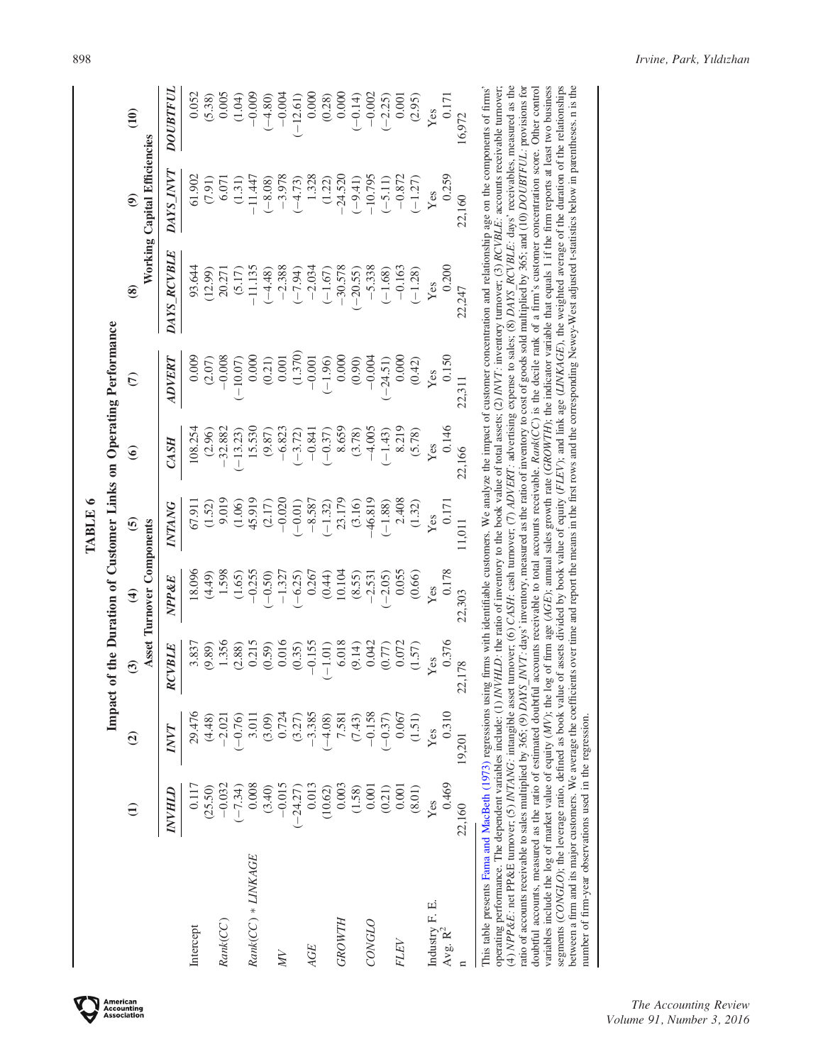**TABLE 6**

**Impact of the Duration of Customer Links on Operating Performance**

| | (1) | (2) | (3) | (4) | (5) | (6) | (7) | (8) | (9) | (10) |
|---|---|---|---|---|---|---|---|---|---|---|
| | | Asset Turnover Components | | | | | | Working Capital Efficiencies | | |
| | *INVHLD* | *INVT* | *RCVBLE* | *NPP&E* | *INTANG* | *CASH* | *ADVERT* | *DAYS_RCVBLE* | *DAYS_INVT* | *DOUBTFUL* |
| Intercept | 0.117 | 29.476 | 3.837 | 18.096 | 67.911 | 108.254 | 0.009 | 93.644 | 61.902 | 0.052 |
| | (25.50) | (4.48) | (9.89) | (4.49) | (1.52) | (2.96) | (2.07) | (12.99) | (7.91) | (5.38) |
| *Rank(CC)* | −0.032 | −2.021 | 1.356 | 1.598 | 9.019 | −32.882 | −0.008 | 20.271 | 6.071 | 0.005 |
| | (−7.34) | (−0.76) | (2.88) | (1.65) | (1.06) | (−13.23) | (−10.07) | (5.17) | (1.31) | (1.04) |
| *Rank(CC) \* LINKAGE* | 0.008 | 3.011 | 0.215 | −0.255 | 45.919 | 15.530 | 0.000 | −11.135 | −11.447 | −0.009 |
| | (3.40) | (3.09) | (0.59) | (−0.50) | (2.17) | (9.87) | (0.21) | (−4.48) | (−8.08) | (−4.80) |
| *MV* | −0.015 | 0.724 | 0.016 | −1.327 | −0.020 | −6.823 | 0.001 | −2.388 | −3.978 | −0.004 |
| | (−24.27) | (3.27) | (0.35) | (−6.25) | (−0.01) | (−3.72) | (1.370) | (−7.94) | (−4.73) | (−12.61) |
| *AGE* | 0.013 | −3.385 | −0.155 | 0.267 | −8.587 | −0.841 | −0.001 | −2.034 | 1.328 | 0.000 |
| | (10.62) | (−4.08) | (−1.01) | (0.44) | (−1.32) | (−0.37) | (−1.96) | (−1.67) | (1.22) | (0.28) |
| *GROWTH* | 0.003 | 7.581 | 6.018 | 10.104 | 23.179 | 8.659 | 0.000 | −30.578 | −24.520 | 0.000 |
| | (1.58) | (7.43) | (9.14) | (8.55) | (3.16) | (3.78) | (0.90) | (−20.55) | (−9.41) | (−0.14) |
| *CONGLO* | 0.001 | −0.158 | 0.042 | −2.531 | −46.819 | −4.005 | −0.004 | −5.338 | −10.795 | −0.002 |
| | (0.21) | (−0.37) | (0.77) | (−2.05) | (−1.88) | (−1.43) | (−24.51) | (−1.68) | (−5.11) | (−2.25) |
| *FLEV* | 0.001 | 0.067 | 0.072 | 0.055 | 2.408 | 8.219 | 0.000 | −0.163 | −0.872 | 0.001 |
| | (8.01) | (1.51) | (1.57) | (0.66) | (1.32) | (5.78) | (0.42) | (−1.28) | (−1.27) | (2.95) |
| Industry F. E. | Yes | Yes | Yes | Yes | Yes | Yes | Yes | Yes | Yes | Yes |
| Avg. $R^2$ | 0.469 | 0.310 | 0.376 | 0.178 | 0.171 | 0.146 | 0.150 | 0.200 | 0.259 | 0.171 |
| n | 22,160 | 19,201 | 22,178 | 22,303 | 11,011 | 22,166 | 22,311 | 22,247 | 22,160 | 16,972 |

This table presents Fama and MacBeth (1973) regressions using firms with identifiable customers. We analyze the impact of customer concentration and relationship age on the components of firms' operating performance. The dependent variables include: (1) *INVHLD*: the ratio of inventory to the book value of total assets; (2) *INVT*: inventory turnover; (3) *RCVBLE*: accounts receivable turnover; (4) *NPP&E*: net PP&E turnover; (5) *INTANG*: intangible asset turnover; (6) *CASH*: cash turnover; (7) *ADVERT*: advertising expense to sales; (8) *DAYS_RCVBLE*: days' receivables, measured as the ratio of accounts receivable to sales multiplied by 365; (9) *DAYS_INVT*: days' inventory, measured as the ratio of inventory to cost of goods sold multiplied by 365; and (10) *DOUBTFUL*: provisions for doubtful accounts, measured as the ratio of estimated doubtful accounts receivable to total accounts receivable. *Rank(CC)* is the decile rank of a firm's customer concentration score. Other control variables include the log of market value of equity (*MV*); the log of firm age (*AGE*); annual sales growth rate (*GROWTH*); the indicator variable that equals 1 if the firm reports at least two business segments (*CONGLO*); the leverage ratio, defined as book value of assets divided by book value of equity (*FLEV*); and link age (*LINKAGE*), the weighted average of the duration of the relationships between a firm and its major customers. We average the coefficients over time and report the means in the first rows and the corresponding Newey-West adjusted t-statistics below in parentheses. n is the number of firm-year observations used in the regression.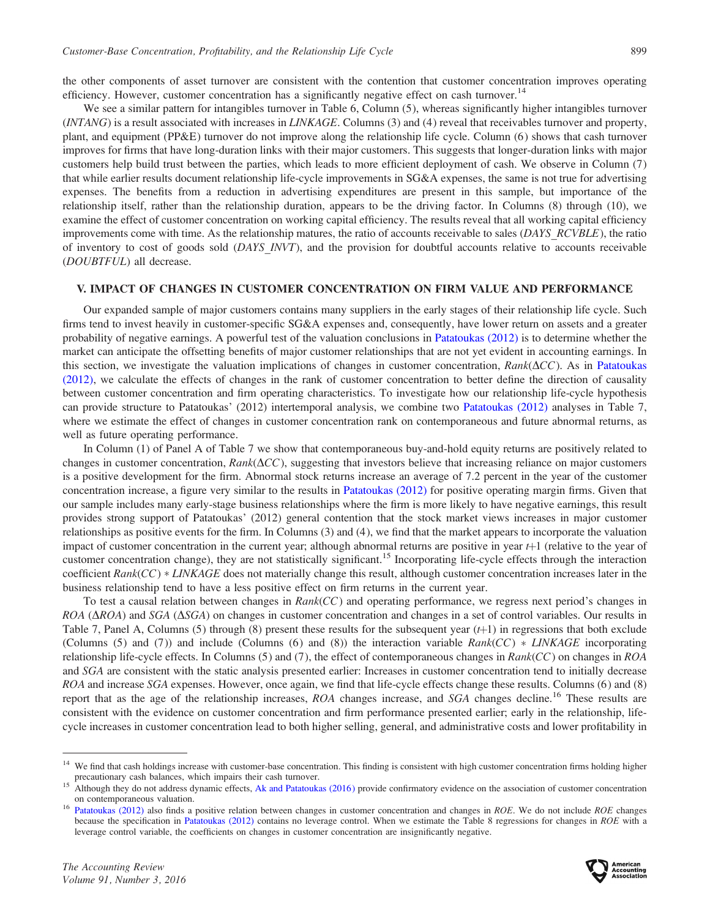the other components of asset turnover are consistent with the contention that customer concentration improves operating efficiency. However, customer concentration has a significantly negative effect on cash turnover.[14]

We see a similar pattern for intangibles turnover in Table 6, Column (5), whereas significantly higher intangibles turnover (*INTANG*) is a result associated with increases in *LINKAGE*. Columns (3) and (4) reveal that receivables turnover and property, plant, and equipment (PP&E) turnover do not improve along the relationship life cycle. Column (6) shows that cash turnover improves for firms that have long-duration links with their major customers. This suggests that longer-duration links with major customers help build trust between the parties, which leads to more efficient deployment of cash. We observe in Column (7) that while earlier results document relationship life-cycle improvements in SG&A expenses, the same is not true for advertising expenses. The benefits from a reduction in advertising expenditures are present in this sample, but importance of the relationship itself, rather than the relationship duration, appears to be the driving factor. In Columns (8) through (10), we examine the effect of customer concentration on working capital efficiency. The results reveal that all working capital efficiency improvements come with time. As the relationship matures, the ratio of accounts receivable to sales (*DAYS_RCVBLE*), the ratio of inventory to cost of goods sold (*DAYS_INVT*), and the provision for doubtful accounts relative to accounts receivable (*DOUBTFUL*) all decrease.

## V. IMPACT OF CHANGES IN CUSTOMER CONCENTRATION ON FIRM VALUE AND PERFORMANCE

Our expanded sample of major customers contains many suppliers in the early stages of their relationship life cycle. Such firms tend to invest heavily in customer-specific SG&A expenses and, consequently, have lower return on assets and a greater probability of negative earnings. A powerful test of the valuation conclusions in Patatoukas (2012) is to determine whether the market can anticipate the offsetting benefits of major customer relationships that are not yet evident in accounting earnings. In this section, we investigate the valuation implications of changes in customer concentration, $Rank(\Delta CC)$. As in Patatoukas (2012), we calculate the effects of changes in the rank of customer concentration to better define the direction of causality between customer concentration and firm operating characteristics. To investigate how our relationship life-cycle hypothesis can provide structure to Patatoukas' (2012) intertemporal analysis, we combine two Patatoukas (2012) analyses in Table 7, where we estimate the effect of changes in customer concentration rank on contemporaneous and future abnormal returns, as well as future operating performance.

In Column (1) of Panel A of Table 7 we show that contemporaneous buy-and-hold equity returns are positively related to changes in customer concentration, $Rank(\Delta CC)$, suggesting that investors believe that increasing reliance on major customers is a positive development for the firm. Abnormal stock returns increase an average of 7.2 percent in the year of the customer concentration increase, a figure very similar to the results in Patatoukas (2012) for positive operating margin firms. Given that our sample includes many early-stage business relationships where the firm is more likely to have negative earnings, this result provides strong support of Patatoukas' (2012) general contention that the stock market views increases in major customer relationships as positive events for the firm. In Columns (3) and (4), we find that the market appears to incorporate the valuation impact of customer concentration in the current year; although abnormal returns are positive in year $t+1$ (relative to the year of customer concentration change), they are not statistically significant.[15] Incorporating life-cycle effects through the interaction coefficient $Rank(CC) * LINKAGE$ does not materially change this result, although customer concentration increases later in the business relationship tend to have a less positive effect on firm returns in the current year.

To test a causal relation between changes in $Rank(CC)$ and operating performance, we regress next period's changes in *ROA* ($\Delta ROA$) and *SGA* ($\Delta SGA$) on changes in customer concentration and changes in a set of control variables. Our results in Table 7, Panel A, Columns (5) through (8) present these results for the subsequent year ($t+1$) in regressions that both exclude (Columns (5) and (7)) and include (Columns (6) and (8)) the interaction variable $Rank(CC) * LINKAGE$ incorporating relationship life-cycle effects. In Columns (5) and (7), the effect of contemporaneous changes in $Rank(CC)$ on changes in *ROA* and *SGA* are consistent with the static analysis presented earlier: Increases in customer concentration tend to initially decrease *ROA* and increase *SGA* expenses. However, once again, we find that life-cycle effects change these results. Columns (6) and (8) report that as the age of the relationship increases, *ROA* changes increase, and *SGA* changes decline.[16] These results are consistent with the evidence on customer concentration and firm performance presented earlier; early in the relationship, life-cycle increases in customer concentration lead to both higher selling, general, and administrative costs and lower profitability in

---

[14] We find that cash holdings increase with customer-base concentration. This finding is consistent with high customer concentration firms holding higher precautionary cash balances, which impairs their cash turnover.

[15] Although they do not address dynamic effects, Ak and Patatoukas (2016) provide confirmatory evidence on the association of customer concentration on contemporaneous valuation.

[16] Patatoukas (2012) also finds a positive relation between changes in customer concentration and changes in *ROE*. We do not include *ROE* changes because the specification in Patatoukas (2012) contains no leverage control. When we estimate the Table 8 regressions for changes in *ROE* with a leverage control variable, the coefficients on changes in customer concentration are insignificantly negative.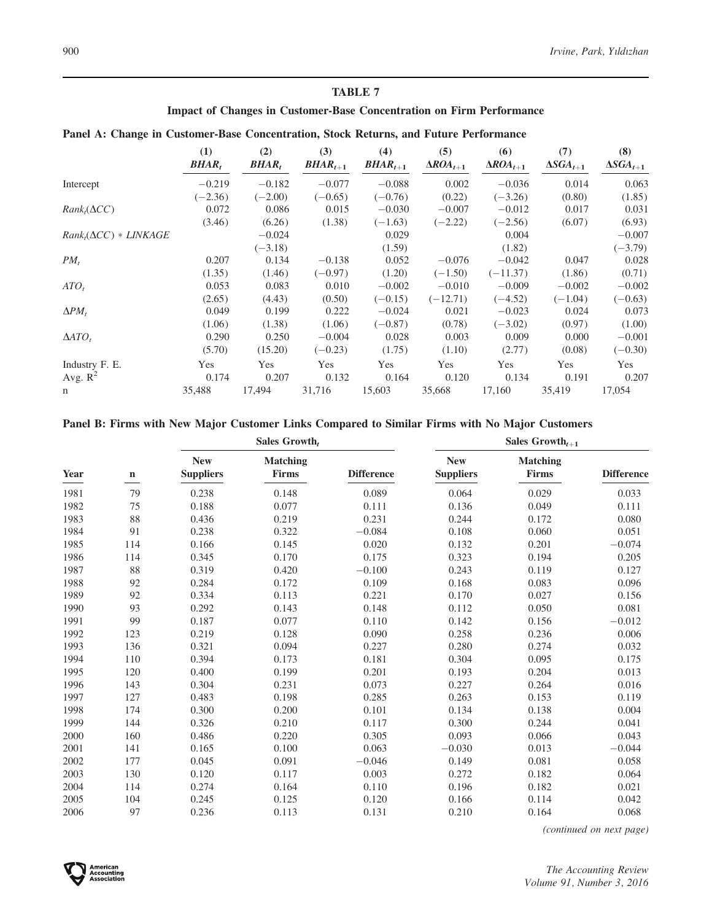## TABLE 7

### Impact of Changes in Customer-Base Concentration on Firm Performance

**Panel A: Change in Customer-Base Concentration, Stock Returns, and Future Performance**

| | (1) $BHAR_t$ | (2) $BHAR_t$ | (3) $BHAR_{t+1}$ | (4) $BHAR_{t+1}$ | (5) $\Delta ROA_{t+1}$ | (6) $\Delta ROA_{t+1}$ | (7) $\Delta SGA_{t+1}$ | (8) $\Delta SGA_{t+1}$ |
|---|---|---|---|---|---|---|---|---|
| Intercept | −0.219 | −0.182 | −0.077 | −0.088 | 0.002 | −0.036 | 0.014 | 0.063 |
| | (−2.36) | (−2.00) | (−0.65) | (−0.76) | (0.22) | (−3.26) | (0.80) | (1.85) |
| $Rank_t(\Delta CC)$ | 0.072 | 0.086 | 0.015 | −0.030 | −0.007 | −0.012 | 0.017 | 0.031 |
| | (3.46) | (6.26) | (1.38) | (−1.63) | (−2.22) | (−2.56) | (6.07) | (6.93) |
| $Rank_t(\Delta CC) * LINKAGE$ | | −0.024 | | 0.029 | | 0.004 | | −0.007 |
| | | (−3.18) | | (1.59) | | (1.82) | | (−3.79) |
| $PM_t$ | 0.207 | 0.134 | −0.138 | 0.052 | −0.076 | −0.042 | 0.047 | 0.028 |
| | (1.35) | (1.46) | (−0.97) | (1.20) | (−1.50) | (−11.37) | (1.86) | (0.71) |
| $ATO_t$ | 0.053 | 0.083 | 0.010 | −0.002 | −0.010 | −0.009 | −0.002 | −0.002 |
| | (2.65) | (4.43) | (0.50) | (−0.15) | (−12.71) | (−4.52) | (−1.04) | (−0.63) |
| $\Delta PM_t$ | 0.049 | 0.199 | 0.222 | −0.024 | 0.021 | −0.023 | 0.024 | 0.073 |
| | (1.06) | (1.38) | (1.06) | (−0.87) | (0.78) | (−3.02) | (0.97) | (1.00) |
| $\Delta ATO_t$ | 0.290 | 0.250 | −0.004 | 0.028 | 0.003 | 0.009 | 0.000 | −0.001 |
| | (5.70) | (15.20) | (−0.23) | (1.75) | (1.10) | (2.77) | (0.08) | (−0.30) |
| Industry F. E. | Yes | Yes | Yes | Yes | Yes | Yes | Yes | Yes |
| Avg. $R^2$ | 0.174 | 0.207 | 0.132 | 0.164 | 0.120 | 0.134 | 0.191 | 0.207 |
| n | 35,488 | 17,494 | 31,716 | 15,603 | 35,668 | 17,160 | 35,419 | 17,054 |

**Panel B: Firms with New Major Customer Links Compared to Similar Firms with No Major Customers**

| | | Sales Growth$_t$ | | | Sales Growth$_{t+1}$ | | |
|---|---|---|---|---|---|---|---|
| Year | n | New Suppliers | Matching Firms | Difference | New Suppliers | Matching Firms | Difference |
| 1981 | 79 | 0.238 | 0.148 | 0.089 | 0.064 | 0.029 | 0.033 |
| 1982 | 75 | 0.188 | 0.077 | 0.111 | 0.136 | 0.049 | 0.111 |
| 1983 | 88 | 0.436 | 0.219 | 0.231 | 0.244 | 0.172 | 0.080 |
| 1984 | 91 | 0.238 | 0.322 | −0.084 | 0.108 | 0.060 | 0.051 |
| 1985 | 114 | 0.166 | 0.145 | 0.020 | 0.132 | 0.201 | −0.074 |
| 1986 | 114 | 0.345 | 0.170 | 0.175 | 0.323 | 0.194 | 0.205 |
| 1987 | 88 | 0.319 | 0.420 | −0.100 | 0.243 | 0.119 | 0.127 |
| 1988 | 92 | 0.284 | 0.172 | 0.109 | 0.168 | 0.083 | 0.096 |
| 1989 | 92 | 0.334 | 0.113 | 0.221 | 0.170 | 0.027 | 0.156 |
| 1990 | 93 | 0.292 | 0.143 | 0.148 | 0.112 | 0.050 | 0.081 |
| 1991 | 99 | 0.187 | 0.077 | 0.110 | 0.142 | 0.156 | −0.012 |
| 1992 | 123 | 0.219 | 0.128 | 0.090 | 0.258 | 0.236 | 0.006 |
| 1993 | 136 | 0.321 | 0.094 | 0.227 | 0.280 | 0.274 | 0.032 |
| 1994 | 110 | 0.394 | 0.173 | 0.181 | 0.304 | 0.095 | 0.175 |
| 1995 | 120 | 0.400 | 0.199 | 0.201 | 0.193 | 0.204 | 0.013 |
| 1996 | 143 | 0.304 | 0.231 | 0.073 | 0.227 | 0.264 | 0.016 |
| 1997 | 127 | 0.483 | 0.198 | 0.285 | 0.263 | 0.153 | 0.119 |
| 1998 | 174 | 0.300 | 0.200 | 0.101 | 0.134 | 0.138 | 0.004 |
| 1999 | 144 | 0.326 | 0.210 | 0.117 | 0.300 | 0.244 | 0.041 |
| 2000 | 160 | 0.486 | 0.220 | 0.305 | 0.093 | 0.066 | 0.043 |
| 2001 | 141 | 0.165 | 0.100 | 0.063 | −0.030 | 0.013 | −0.044 |
| 2002 | 177 | 0.045 | 0.091 | −0.046 | 0.149 | 0.081 | 0.058 |
| 2003 | 130 | 0.120 | 0.117 | 0.003 | 0.272 | 0.182 | 0.064 |
| 2004 | 114 | 0.274 | 0.164 | 0.110 | 0.196 | 0.182 | 0.021 |
| 2005 | 104 | 0.245 | 0.125 | 0.120 | 0.166 | 0.114 | 0.042 |
| 2006 | 97 | 0.236 | 0.113 | 0.131 | 0.210 | 0.164 | 0.068 |

*(continued on next page)*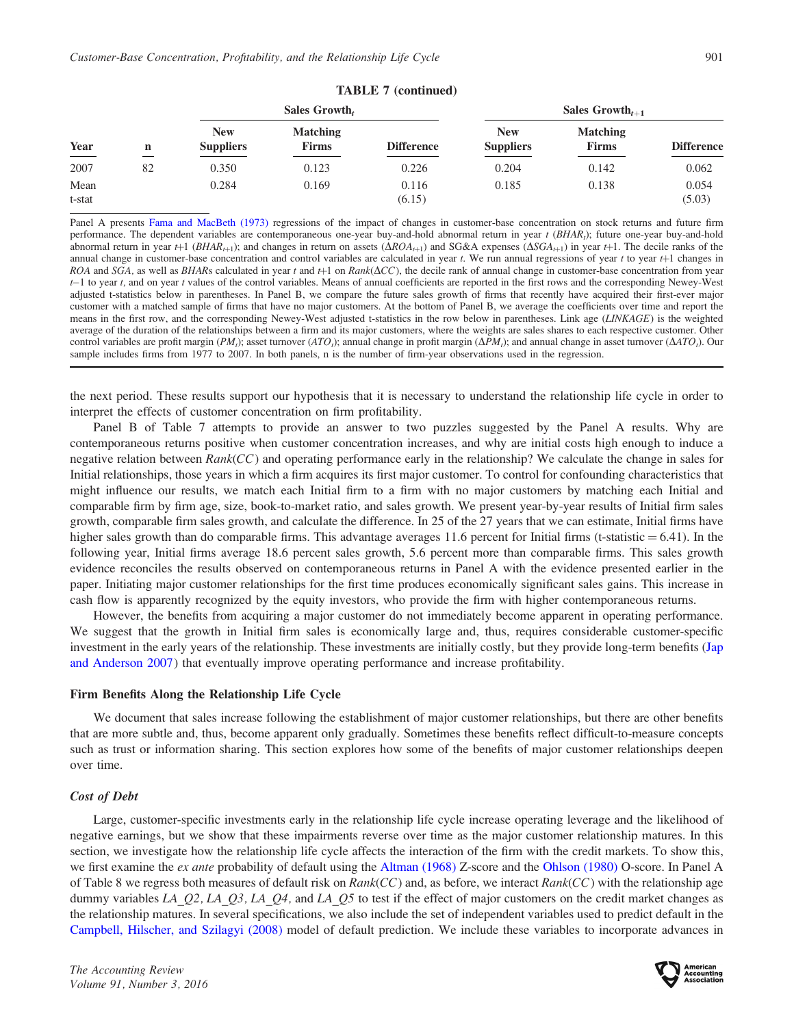**TABLE 7 (continued)**

| Year | n | Sales Growth$_t$ New Suppliers | Sales Growth$_t$ Matching Firms | Sales Growth$_t$ Difference | Sales Growth$_{t+1}$ New Suppliers | Sales Growth$_{t+1}$ Matching Firms | Sales Growth$_{t+1}$ Difference |
|---|---|---|---|---|---|---|---|
| 2007 | 82 | 0.350 | 0.123 | 0.226 | 0.204 | 0.142 | 0.062 |
| Mean | | 0.284 | 0.169 | 0.116 | 0.185 | 0.138 | 0.054 |
| t-stat | | | | (6.15) | | | (5.03) |

Panel A presents Fama and MacBeth (1973) regressions of the impact of changes in customer-base concentration on stock returns and future firm performance. The dependent variables are contemporaneous one-year buy-and-hold abnormal return in year $t$ ($BHAR_t$); future one-year buy-and-hold abnormal return in year $t+1$ ($BHAR_{t+1}$); and changes in return on assets ($\Delta ROA_{t+1}$) and SG&A expenses ($\Delta SGA_{t+1}$) in year $t+1$. The decile ranks of the annual change in customer-base concentration and control variables are calculated in year $t$. We run annual regressions of year $t$ to year $t+1$ changes in $ROA$ and $SGA$, as well as $BHAR$s calculated in year $t$ and $t+1$ on $Rank(\Delta CC)$, the decile rank of annual change in customer-base concentration from year $t-1$ to year $t$, and on year $t$ values of the control variables. Means of annual coefficients are reported in the first rows and the corresponding Newey-West adjusted t-statistics below in parentheses. In Panel B, we compare the future sales growth of firms that recently have acquired their first-ever major customer with a matched sample of firms that have no major customers. At the bottom of Panel B, we average the coefficients over time and report the means in the first row, and the corresponding Newey-West adjusted t-statistics in the row below in parentheses. Link age ($LINKAGE$) is the weighted average of the duration of the relationships between a firm and its major customers, where the weights are sales shares to each respective customer. Other control variables are profit margin ($PM_t$); asset turnover ($ATO_t$); annual change in profit margin ($\Delta PM_t$); and annual change in asset turnover ($\Delta ATO_t$). Our sample includes firms from 1977 to 2007. In both panels, n is the number of firm-year observations used in the regression.

the next period. These results support our hypothesis that it is necessary to understand the relationship life cycle in order to interpret the effects of customer concentration on firm profitability.

Panel B of Table 7 attempts to provide an answer to two puzzles suggested by the Panel A results. Why are contemporaneous returns positive when customer concentration increases, and why are initial costs high enough to induce a negative relation between $Rank(CC)$ and operating performance early in the relationship? We calculate the change in sales for Initial relationships, those years in which a firm acquires its first major customer. To control for confounding characteristics that might influence our results, we match each Initial firm to a firm with no major customers by matching each Initial and comparable firm by firm age, size, book-to-market ratio, and sales growth. We present year-by-year results of Initial firm sales growth, comparable firm sales growth, and calculate the difference. In 25 of the 27 years that we can estimate, Initial firms have higher sales growth than do comparable firms. This advantage averages 11.6 percent for Initial firms (t-statistic = 6.41). In the following year, Initial firms average 18.6 percent sales growth, 5.6 percent more than comparable firms. This sales growth evidence reconciles the results observed on contemporaneous returns in Panel A with the evidence presented earlier in the paper. Initiating major customer relationships for the first time produces economically significant sales gains. This increase in cash flow is apparently recognized by the equity investors, who provide the firm with higher contemporaneous returns.

However, the benefits from acquiring a major customer do not immediately become apparent in operating performance. We suggest that the growth in Initial firm sales is economically large and, thus, requires considerable customer-specific investment in the early years of the relationship. These investments are initially costly, but they provide long-term benefits (Jap and Anderson 2007) that eventually improve operating performance and increase profitability.

## Firm Benefits Along the Relationship Life Cycle

We document that sales increase following the establishment of major customer relationships, but there are other benefits that are more subtle and, thus, become apparent only gradually. Sometimes these benefits reflect difficult-to-measure concepts such as trust or information sharing. This section explores how some of the benefits of major customer relationships deepen over time.

### *Cost of Debt*

Large, customer-specific investments early in the relationship life cycle increase operating leverage and the likelihood of negative earnings, but we show that these impairments reverse over time as the major customer relationship matures. In this section, we investigate how the relationship life cycle affects the interaction of the firm with the credit markets. To show this, we first examine the *ex ante* probability of default using the Altman (1968) Z-score and the Ohlson (1980) O-score. In Panel A of Table 8 we regress both measures of default risk on $Rank(CC)$ and, as before, we interact $Rank(CC)$ with the relationship age dummy variables $LA\_Q2$, $LA\_Q3$, $LA\_Q4$, and $LA\_Q5$ to test if the effect of major customers on the credit market changes as the relationship matures. In several specifications, we also include the set of independent variables used to predict default in the Campbell, Hilscher, and Szilagyi (2008) model of default prediction. We include these variables to incorporate advances in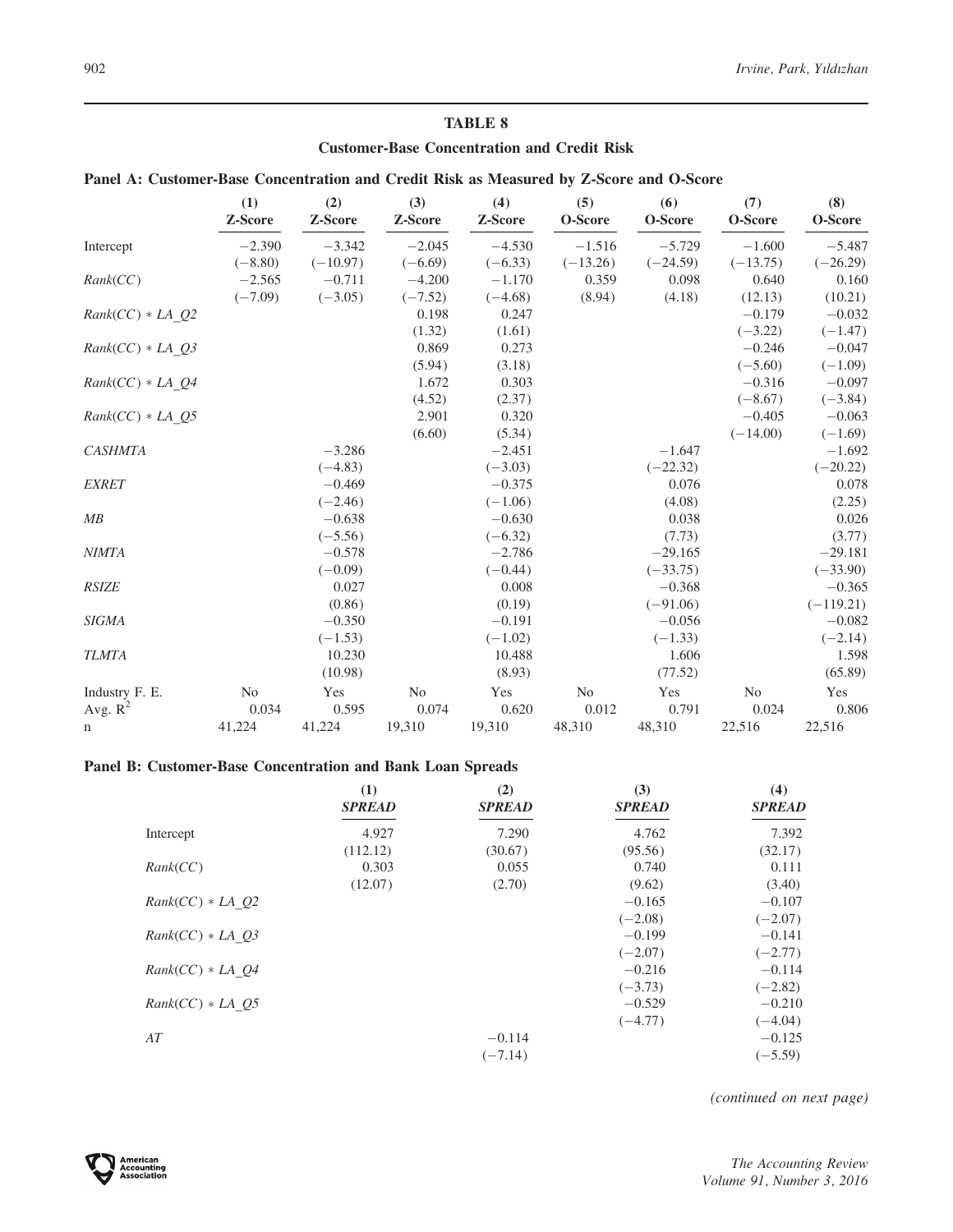## TABLE 8

### Customer-Base Concentration and Credit Risk

#### Panel A: Customer-Base Concentration and Credit Risk as Measured by Z-Score and O-Score

| | (1) Z-Score | (2) Z-Score | (3) Z-Score | (4) Z-Score | (5) O-Score | (6) O-Score | (7) O-Score | (8) O-Score |
|---|---|---|---|---|---|---|---|---|
| Intercept | −2.390 | −3.342 | −2.045 | −4.530 | −1.516 | −5.729 | −1.600 | −5.487 |
| | (−8.80) | (−10.97) | (−6.69) | (−6.33) | (−13.26) | (−24.59) | (−13.75) | (−26.29) |
| *Rank(CC)* | −2.565 | −0.711 | −4.200 | −1.170 | 0.359 | 0.098 | 0.640 | 0.160 |
| | (−7.09) | (−3.05) | (−7.52) | (−4.68) | (8.94) | (4.18) | (12.13) | (10.21) |
| *Rank(CC) * LA_Q2* | | | 0.198 | 0.247 | | | −0.179 | −0.032 |
| | | | (1.32) | (1.61) | | | (−3.22) | (−1.47) |
| *Rank(CC) * LA_Q3* | | | 0.869 | 0.273 | | | −0.246 | −0.047 |
| | | | (5.94) | (3.18) | | | (−5.60) | (−1.09) |
| *Rank(CC) * LA_Q4* | | | 1.672 | 0.303 | | | −0.316 | −0.097 |
| | | | (4.52) | (2.37) | | | (−8.67) | (−3.84) |
| *Rank(CC) * LA_Q5* | | | 2.901 | 0.320 | | | −0.405 | −0.063 |
| | | | (6.60) | (5.34) | | | (−14.00) | (−1.69) |
| *CASHMTA* | | −3.286 | | −2.451 | | −1.647 | | −1.692 |
| | | (−4.83) | | (−3.03) | | (−22.32) | | (−20.22) |
| *EXRET* | | −0.469 | | −0.375 | | 0.076 | | 0.078 |
| | | (−2.46) | | (−1.06) | | (4.08) | | (2.25) |
| *MB* | | −0.638 | | −0.630 | | 0.038 | | 0.026 |
| | | (−5.56) | | (−6.32) | | (7.73) | | (3.77) |
| *NIMTA* | | −0.578 | | −2.786 | | −29.165 | | −29.181 |
| | | (−0.09) | | (−0.44) | | (−33.75) | | (−33.90) |
| *RSIZE* | | 0.027 | | 0.008 | | −0.368 | | −0.365 |
| | | (0.86) | | (0.19) | | (−91.06) | | (−119.21) |
| *SIGMA* | | −0.350 | | −0.191 | | −0.056 | | −0.082 |
| | | (−1.53) | | (−1.02) | | (−1.33) | | (−2.14) |
| *TLMTA* | | 10.230 | | 10.488 | | 1.606 | | 1.598 |
| | | (10.98) | | (8.93) | | (77.52) | | (65.89) |
| Industry F. E. | No | Yes | No | Yes | No | Yes | No | Yes |
| Avg. $R^2$ | 0.034 | 0.595 | 0.074 | 0.620 | 0.012 | 0.791 | 0.024 | 0.806 |
| n | 41,224 | 41,224 | 19,310 | 19,310 | 48,310 | 48,310 | 22,516 | 22,516 |

#### Panel B: Customer-Base Concentration and Bank Loan Spreads

| | (1) *SPREAD* | (2) *SPREAD* | (3) *SPREAD* | (4) *SPREAD* |
|---|---|---|---|---|
| Intercept | 4.927 | 7.290 | 4.762 | 7.392 |
| | (112.12) | (30.67) | (95.56) | (32.17) |
| *Rank(CC)* | 0.303 | 0.055 | 0.740 | 0.111 |
| | (12.07) | (2.70) | (9.62) | (3.40) |
| *Rank(CC) * LA_Q2* | | | −0.165 | −0.107 |
| | | | (−2.08) | (−2.07) |
| *Rank(CC) * LA_Q3* | | | −0.199 | −0.141 |
| | | | (−2.07) | (−2.77) |
| *Rank(CC) * LA_Q4* | | | −0.216 | −0.114 |
| | | | (−3.73) | (−2.82) |
| *Rank(CC) * LA_Q5* | | | −0.529 | −0.210 |
| | | | (−4.77) | (−4.04) |
| *AT* | | −0.114 | | −0.125 |
| | | (−7.14) | | (−5.59) |

*(continued on next page)*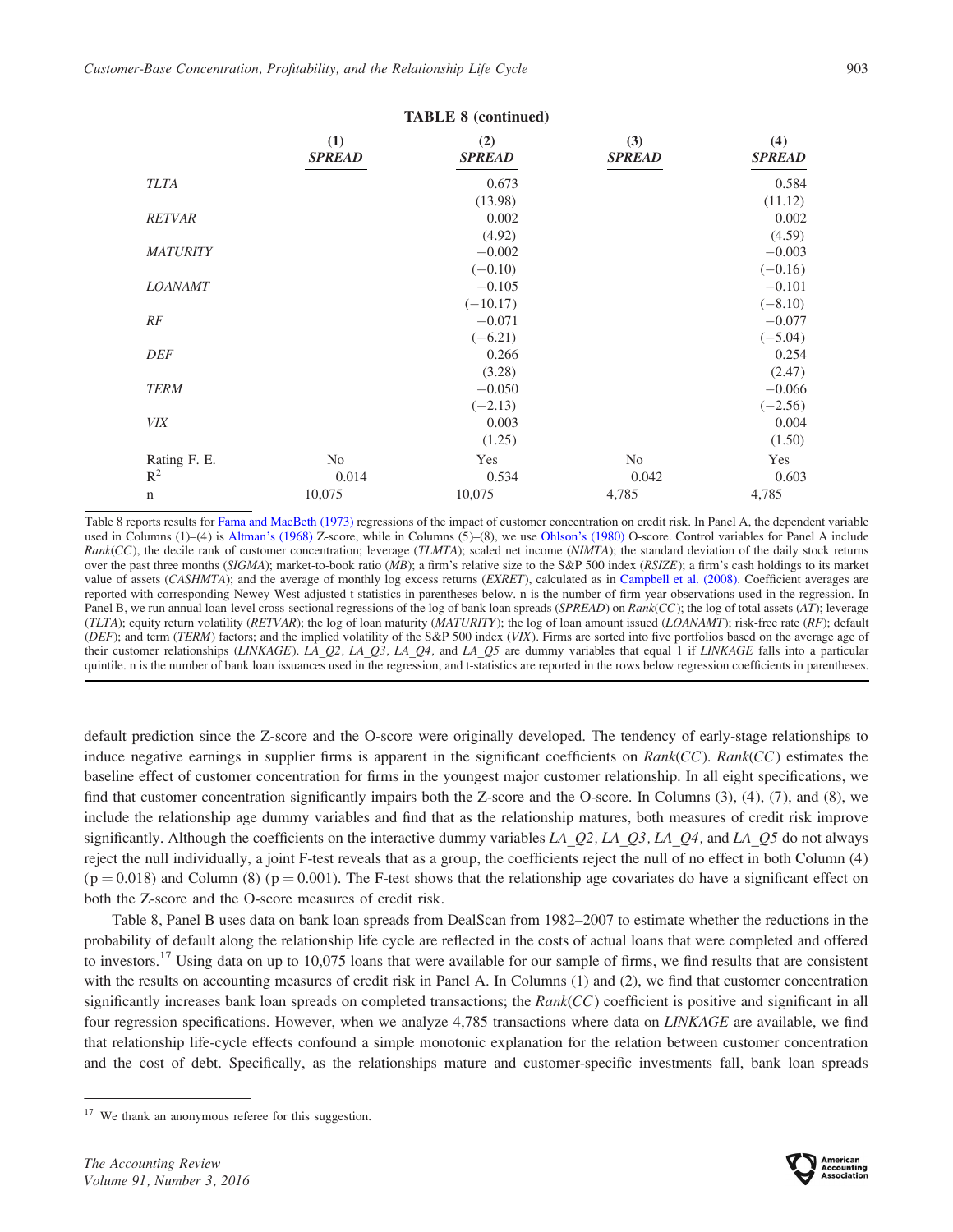**TABLE 8 (continued)**

| | (1) *SPREAD* | (2) *SPREAD* | (3) *SPREAD* | (4) *SPREAD* |
|---|---|---|---|---|
| *TLTA* | | 0.673 | | 0.584 |
| | | (13.98) | | (11.12) |
| *RETVAR* | | 0.002 | | 0.002 |
| | | (4.92) | | (4.59) |
| *MATURITY* | | −0.002 | | −0.003 |
| | | (−0.10) | | (−0.16) |
| *LOANAMT* | | −0.105 | | −0.101 |
| | | (−10.17) | | (−8.10) |
| *RF* | | −0.071 | | −0.077 |
| | | (−6.21) | | (−5.04) |
| *DEF* | | 0.266 | | 0.254 |
| | | (3.28) | | (2.47) |
| *TERM* | | −0.050 | | −0.066 |
| | | (−2.13) | | (−2.56) |
| *VIX* | | 0.003 | | 0.004 |
| | | (1.25) | | (1.50) |
| Rating F. E. | No | Yes | No | Yes |
| $R^2$ | 0.014 | 0.534 | 0.042 | 0.603 |
| n | 10,075 | 10,075 | 4,785 | 4,785 |

Table 8 reports results for Fama and MacBeth (1973) regressions of the impact of customer concentration on credit risk. In Panel A, the dependent variable used in Columns (1)–(4) is Altman's (1968) Z-score, while in Columns (5)–(8), we use Ohlson's (1980) O-score. Control variables for Panel A include *Rank*(*CC*), the decile rank of customer concentration; leverage (*TLMTA*); scaled net income (*NIMTA*); the standard deviation of the daily stock returns over the past three months (*SIGMA*); market-to-book ratio (*MB*); a firm's relative size to the S&P 500 index (*RSIZE*); a firm's cash holdings to its market value of assets (*CASHMTA*); and the average of monthly log excess returns (*EXRET*), calculated as in Campbell et al. (2008). Coefficient averages are reported with corresponding Newey-West adjusted t-statistics in parentheses below. n is the number of firm-year observations used in the regression. In Panel B, we run annual loan-level cross-sectional regressions of the log of bank loan spreads (*SPREAD*) on *Rank*(*CC*); the log of total assets (*AT*); leverage (*TLTA*); equity return volatility (*RETVAR*); the log of loan maturity (*MATURITY*); the log of loan amount issued (*LOANAMT*); risk-free rate (*RF*); default (*DEF*); and term (*TERM*) factors; and the implied volatility of the S&P 500 index (*VIX*). Firms are sorted into five portfolios based on the average age of their customer relationships (*LINKAGE*). *LA_Q2*, *LA_Q3*, *LA_Q4*, and *LA_Q5* are dummy variables that equal 1 if *LINKAGE* falls into a particular quintile. n is the number of bank loan issuances used in the regression, and t-statistics are reported in the rows below regression coefficients in parentheses.

default prediction since the Z-score and the O-score were originally developed. The tendency of early-stage relationships to induce negative earnings in supplier firms is apparent in the significant coefficients on *Rank*(*CC*). *Rank*(*CC*) estimates the baseline effect of customer concentration for firms in the youngest major customer relationship. In all eight specifications, we find that customer concentration significantly impairs both the Z-score and the O-score. In Columns (3), (4), (7), and (8), we include the relationship age dummy variables and find that as the relationship matures, both measures of credit risk improve significantly. Although the coefficients on the interactive dummy variables *LA_Q2*, *LA_Q3*, *LA_Q4*, and *LA_Q5* do not always reject the null individually, a joint F-test reveals that as a group, the coefficients reject the null of no effect in both Column (4) ($p = 0.018$) and Column (8) ($p = 0.001$). The F-test shows that the relationship age covariates do have a significant effect on both the Z-score and the O-score measures of credit risk.

Table 8, Panel B uses data on bank loan spreads from DealScan from 1982–2007 to estimate whether the reductions in the probability of default along the relationship life cycle are reflected in the costs of actual loans that were completed and offered to investors.[17] Using data on up to 10,075 loans that were available for our sample of firms, we find results that are consistent with the results on accounting measures of credit risk in Panel A. In Columns (1) and (2), we find that customer concentration significantly increases bank loan spreads on completed transactions; the *Rank*(*CC*) coefficient is positive and significant in all four regression specifications. However, when we analyze 4,785 transactions where data on *LINKAGE* are available, we find that relationship life-cycle effects confound a simple monotonic explanation for the relation between customer concentration and the cost of debt. Specifically, as the relationships mature and customer-specific investments fall, bank loan spreads

[17] We thank an anonymous referee for this suggestion.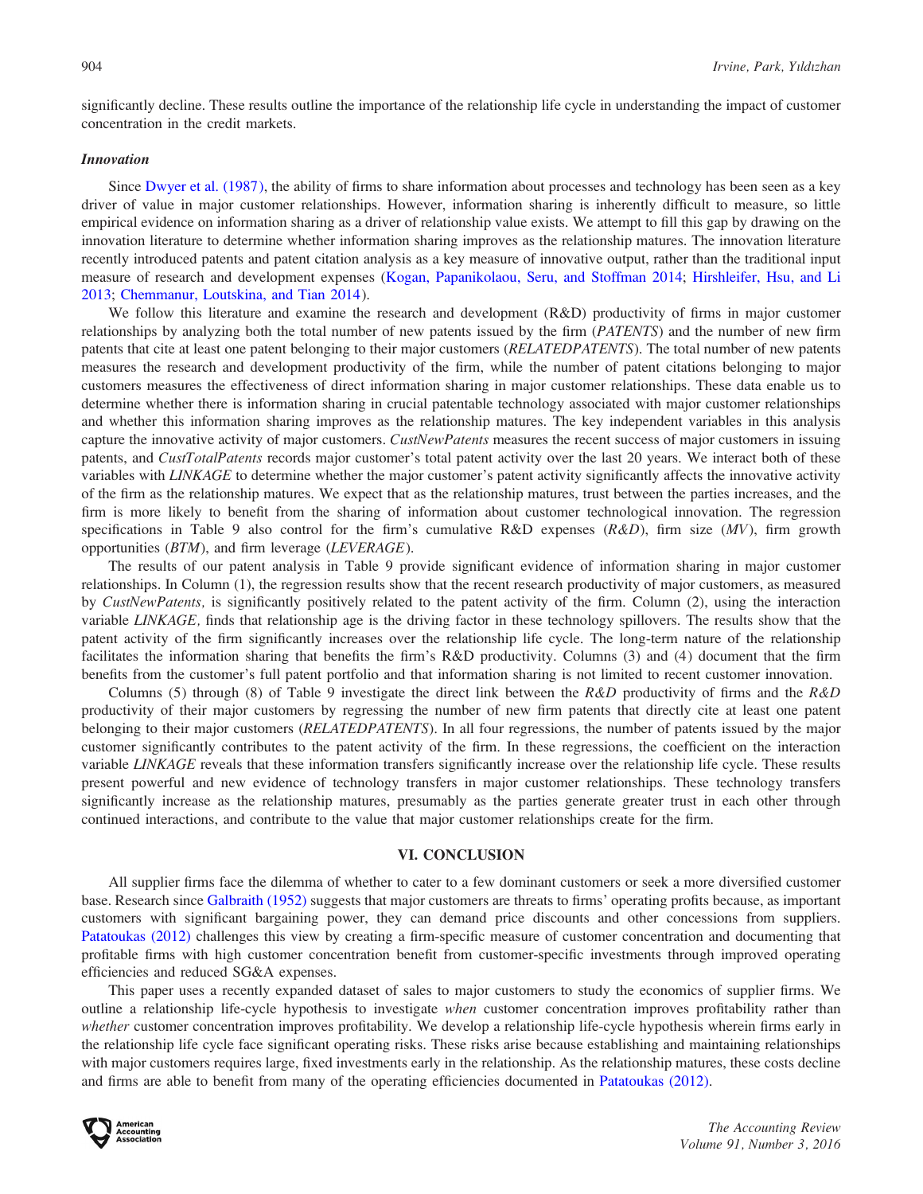significantly decline. These results outline the importance of the relationship life cycle in understanding the impact of customer concentration in the credit markets.

### *Innovation*

Since Dwyer et al. (1987), the ability of firms to share information about processes and technology has been seen as a key driver of value in major customer relationships. However, information sharing is inherently difficult to measure, so little empirical evidence on information sharing as a driver of relationship value exists. We attempt to fill this gap by drawing on the innovation literature to determine whether information sharing improves as the relationship matures. The innovation literature recently introduced patents and patent citation analysis as a key measure of innovative output, rather than the traditional input measure of research and development expenses (Kogan, Papanikolaou, Seru, and Stoffman 2014; Hirshleifer, Hsu, and Li 2013; Chemmanur, Loutskina, and Tian 2014).

We follow this literature and examine the research and development (R&D) productivity of firms in major customer relationships by analyzing both the total number of new patents issued by the firm (*PATENTS*) and the number of new firm patents that cite at least one patent belonging to their major customers (*RELATEDPATENTS*). The total number of new patents measures the research and development productivity of the firm, while the number of patent citations belonging to major customers measures the effectiveness of direct information sharing in major customer relationships. These data enable us to determine whether there is information sharing in crucial patentable technology associated with major customer relationships and whether this information sharing improves as the relationship matures. The key independent variables in this analysis capture the innovative activity of major customers. *CustNewPatents* measures the recent success of major customers in issuing patents, and *CustTotalPatents* records major customer's total patent activity over the last 20 years. We interact both of these variables with *LINKAGE* to determine whether the major customer's patent activity significantly affects the innovative activity of the firm as the relationship matures. We expect that as the relationship matures, trust between the parties increases, and the firm is more likely to benefit from the sharing of information about customer technological innovation. The regression specifications in Table 9 also control for the firm's cumulative R&D expenses (*R&D*), firm size (*MV*), firm growth opportunities (*BTM*), and firm leverage (*LEVERAGE*).

The results of our patent analysis in Table 9 provide significant evidence of information sharing in major customer relationships. In Column (1), the regression results show that the recent research productivity of major customers, as measured by *CustNewPatents,* is significantly positively related to the patent activity of the firm. Column (2), using the interaction variable *LINKAGE,* finds that relationship age is the driving factor in these technology spillovers. The results show that the patent activity of the firm significantly increases over the relationship life cycle. The long-term nature of the relationship facilitates the information sharing that benefits the firm's R&D productivity. Columns (3) and (4) document that the firm benefits from the customer's full patent portfolio and that information sharing is not limited to recent customer innovation.

Columns (5) through (8) of Table 9 investigate the direct link between the *R&D* productivity of firms and the *R&D* productivity of their major customers by regressing the number of new firm patents that directly cite at least one patent belonging to their major customers (*RELATEDPATENTS*). In all four regressions, the number of patents issued by the major customer significantly contributes to the patent activity of the firm. In these regressions, the coefficient on the interaction variable *LINKAGE* reveals that these information transfers significantly increase over the relationship life cycle. These results present powerful and new evidence of technology transfers in major customer relationships. These technology transfers significantly increase as the relationship matures, presumably as the parties generate greater trust in each other through continued interactions, and contribute to the value that major customer relationships create for the firm.

## VI. CONCLUSION

All supplier firms face the dilemma of whether to cater to a few dominant customers or seek a more diversified customer base. Research since Galbraith (1952) suggests that major customers are threats to firms' operating profits because, as important customers with significant bargaining power, they can demand price discounts and other concessions from suppliers. Patatoukas (2012) challenges this view by creating a firm-specific measure of customer concentration and documenting that profitable firms with high customer concentration benefit from customer-specific investments through improved operating efficiencies and reduced SG&A expenses.

This paper uses a recently expanded dataset of sales to major customers to study the economics of supplier firms. We outline a relationship life-cycle hypothesis to investigate *when* customer concentration improves profitability rather than *whether* customer concentration improves profitability. We develop a relationship life-cycle hypothesis wherein firms early in the relationship life cycle face significant operating risks. These risks arise because establishing and maintaining relationships with major customers requires large, fixed investments early in the relationship. As the relationship matures, these costs decline and firms are able to benefit from many of the operating efficiencies documented in Patatoukas (2012).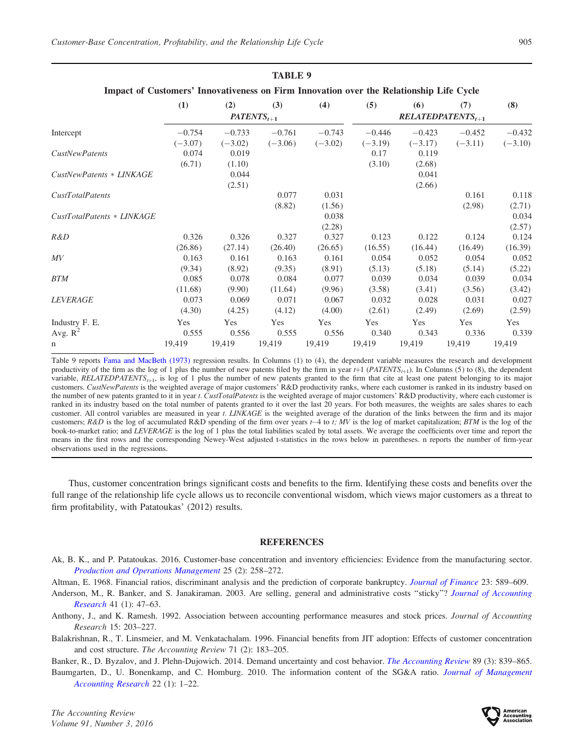**TABLE 9**

**Impact of Customers' Innovativeness on Firm Innovation over the Relationship Life Cycle**

| | (1) | (2) | (3) | (4) | (5) | (6) | (7) | (8) |
|---|---|---|---|---|---|---|---|---|
| | $PATENTS_{t+1}$ | | | | $RELATEDPATENTS_{t+1}$ | | | |
| Intercept | −0.754 | −0.733 | −0.761 | −0.743 | −0.446 | −0.423 | −0.452 | −0.432 |
| | (−3.07) | (−3.02) | (−3.06) | (−3.02) | (−3.19) | (−3.17) | (−3.11) | (−3.10) |
| *CustNewPatents* | 0.074 | 0.019 | | | 0.17 | 0.119 | | |
| | (6.71) | (1.10) | | | (3.10) | (2.68) | | |
| *CustNewPatents* ∗ *LINKAGE* | | 0.044 | | | | 0.041 | | |
| | | (2.51) | | | | (2.66) | | |
| *CustTotalPatents* | | | 0.077 | 0.031 | | | 0.161 | 0.118 |
| | | | (8.82) | (1.56) | | | (2.98) | (2.71) |
| *CustTotalPatents* ∗ *LINKAGE* | | | | 0.038 | | | | 0.034 |
| | | | | (2.28) | | | | (2.57) |
| *R&D* | 0.326 | 0.326 | 0.327 | 0.327 | 0.123 | 0.122 | 0.124 | 0.124 |
| | (26.86) | (27.14) | (26.40) | (26.65) | (16.55) | (16.44) | (16.49) | (16.39) |
| *MV* | 0.163 | 0.161 | 0.163 | 0.161 | 0.054 | 0.052 | 0.054 | 0.052 |
| | (9.34) | (8.92) | (9.35) | (8.91) | (5.13) | (5.18) | (5.14) | (5.22) |
| *BTM* | 0.085 | 0.078 | 0.084 | 0.077 | 0.039 | 0.034 | 0.039 | 0.034 |
| | (11.68) | (9.90) | (11.64) | (9.96) | (3.58) | (3.41) | (3.56) | (3.42) |
| *LEVERAGE* | 0.073 | 0.069 | 0.071 | 0.067 | 0.032 | 0.028 | 0.031 | 0.027 |
| | (4.30) | (4.25) | (4.12) | (4.00) | (2.61) | (2.49) | (2.69) | (2.59) |
| Industry F. E. | Yes | Yes | Yes | Yes | Yes | Yes | Yes | Yes |
| Avg. $R^2$ | 0.555 | 0.556 | 0.555 | 0.556 | 0.340 | 0.343 | 0.336 | 0.339 |
| n | 19,419 | 19,419 | 19,419 | 19,419 | 19,419 | 19,419 | 19,419 | 19,419 |

Table 9 reports Fama and MacBeth (1973) regression results. In Columns (1) to (4), the dependent variable measures the research and development productivity of the firm as the log of 1 plus the number of new patents filed by the firm in year $t+1$ ($PATENTS_{t+1}$). In Columns (5) to (8), the dependent variable, $RELATEDPATENTS_{t+1}$, is log of 1 plus the number of new patents granted to the firm that cite at least one patent belonging to its major customers. *CustNewPatents* is the weighted average of major customers' R&D productivity ranks, where each customer is ranked in its industry based on the number of new patents granted to it in year *t*. *CustTotalPatents* is the weighted average of major customers' R&D productivity, where each customer is ranked in its industry based on the total number of patents granted to it over the last 20 years. For both measures, the weights are sales shares to each customer. All control variables are measured in year *t*. *LINKAGE* is the weighted average of the duration of the links between the firm and its major customers; *R&D* is the log of accumulated R&D spending of the firm over years *t*–4 to *t*; *MV* is the log of market capitalization; *BTM* is the log of the book-to-market ratio; and *LEVERAGE* is the log of 1 plus the total liabilities scaled by total assets. We average the coefficients over time and report the means in the first rows and the corresponding Newey-West adjusted t-statistics in the rows below in parentheses. n reports the number of firm-year observations used in the regressions.

Thus, customer concentration brings significant costs and benefits to the firm. Identifying these costs and benefits over the full range of the relationship life cycle allows us to reconcile conventional wisdom, which views major customers as a threat to firm profitability, with Patatoukas' (2012) results.

## REFERENCES

Ak, B. K., and P. Patatoukas. 2016. Customer-base concentration and inventory efficiencies: Evidence from the manufacturing sector. *Production and Operations Management* 25 (2): 258–272.

Altman, E. 1968. Financial ratios, discriminant analysis and the prediction of corporate bankruptcy. *Journal of Finance* 23: 589–609.

Anderson, M., R. Banker, and S. Janakiraman. 2003. Are selling, general and administrative costs "sticky"? *Journal of Accounting Research* 41 (1): 47–63.

Anthony, J., and K. Ramesh. 1992. Association between accounting performance measures and stock prices. *Journal of Accounting Research* 15: 203–227.

Balakrishnan, R., T. Linsmeier, and M. Venkatachalam. 1996. Financial benefits from JIT adoption: Effects of customer concentration and cost structure. *The Accounting Review* 71 (2): 183–205.

Banker, R., D. Byzalov, and J. Plehn-Dujowich. 2014. Demand uncertainty and cost behavior. *The Accounting Review* 89 (3): 839–865.

Baumgarten, D., U. Bonenkamp, and C. Homburg. 2010. The information content of the SG&A ratio. *Journal of Management Accounting Research* 22 (1): 1–22.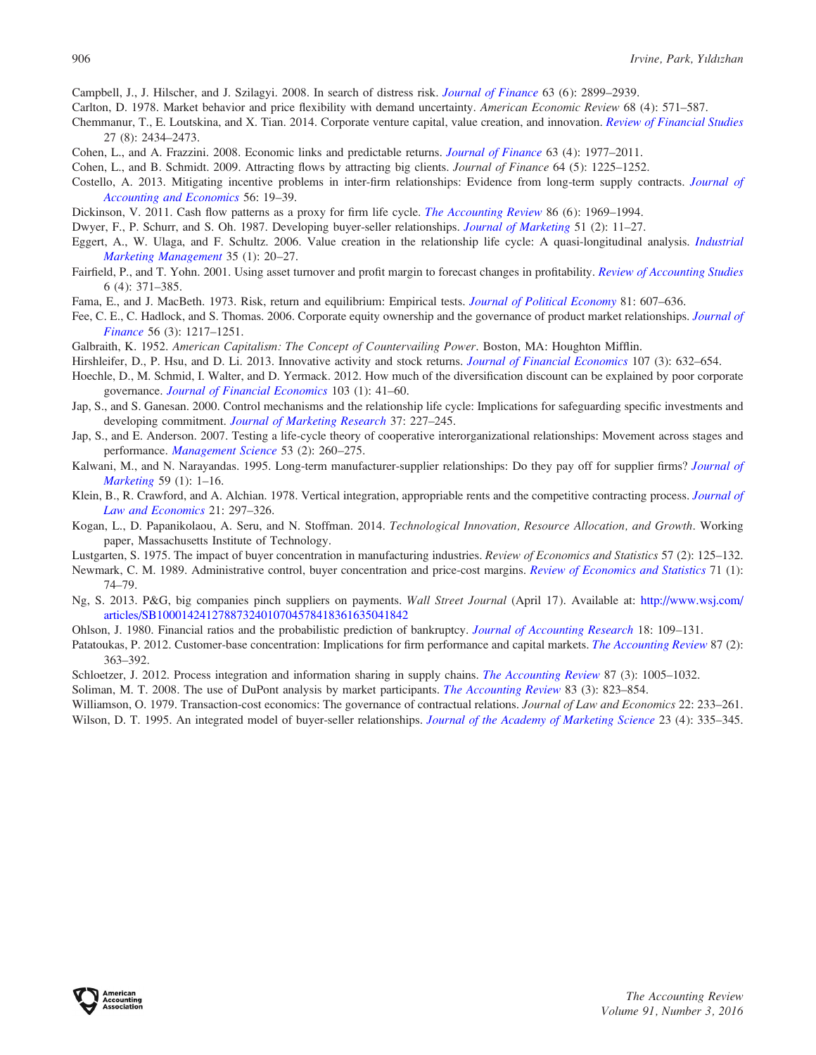Campbell, J., J. Hilscher, and J. Szilagyi. 2008. In search of distress risk. *Journal of Finance* 63 (6): 2899–2939.

Carlton, D. 1978. Market behavior and price flexibility with demand uncertainty. *American Economic Review* 68 (4): 571–587.

Chemmanur, T., E. Loutskina, and X. Tian. 2014. Corporate venture capital, value creation, and innovation. *Review of Financial Studies* 27 (8): 2434–2473.

Cohen, L., and A. Frazzini. 2008. Economic links and predictable returns. *Journal of Finance* 63 (4): 1977–2011.

Cohen, L., and B. Schmidt. 2009. Attracting flows by attracting big clients. *Journal of Finance* 64 (5): 1225–1252.

Costello, A. 2013. Mitigating incentive problems in inter-firm relationships: Evidence from long-term supply contracts. *Journal of Accounting and Economics* 56: 19–39.

Dickinson, V. 2011. Cash flow patterns as a proxy for firm life cycle. *The Accounting Review* 86 (6): 1969–1994.

Dwyer, F., P. Schurr, and S. Oh. 1987. Developing buyer-seller relationships. *Journal of Marketing* 51 (2): 11–27.

Eggert, A., W. Ulaga, and F. Schultz. 2006. Value creation in the relationship life cycle: A quasi-longitudinal analysis. *Industrial Marketing Management* 35 (1): 20–27.

Fairfield, P., and T. Yohn. 2001. Using asset turnover and profit margin to forecast changes in profitability. *Review of Accounting Studies* 6 (4): 371–385.

Fama, E., and J. MacBeth. 1973. Risk, return and equilibrium: Empirical tests. *Journal of Political Economy* 81: 607–636.

Fee, C. E., C. Hadlock, and S. Thomas. 2006. Corporate equity ownership and the governance of product market relationships. *Journal of Finance* 56 (3): 1217–1251.

Galbraith, K. 1952. *American Capitalism: The Concept of Countervailing Power*. Boston, MA: Houghton Mifflin.

Hirshleifer, D., P. Hsu, and D. Li. 2013. Innovative activity and stock returns. *Journal of Financial Economics* 107 (3): 632–654.

Hoechle, D., M. Schmid, I. Walter, and D. Yermack. 2012. How much of the diversification discount can be explained by poor corporate governance. *Journal of Financial Economics* 103 (1): 41–60.

Jap, S., and S. Ganesan. 2000. Control mechanisms and the relationship life cycle: Implications for safeguarding specific investments and developing commitment. *Journal of Marketing Research* 37: 227–245.

Jap, S., and E. Anderson. 2007. Testing a life-cycle theory of cooperative interorganizational relationships: Movement across stages and performance. *Management Science* 53 (2): 260–275.

Kalwani, M., and N. Narayandas. 1995. Long-term manufacturer-supplier relationships: Do they pay off for supplier firms? *Journal of Marketing* 59 (1): 1–16.

Klein, B., R. Crawford, and A. Alchian. 1978. Vertical integration, appropriable rents and the competitive contracting process. *Journal of Law and Economics* 21: 297–326.

Kogan, L., D. Papanikolaou, A. Seru, and N. Stoffman. 2014. *Technological Innovation, Resource Allocation, and Growth*. Working paper, Massachusetts Institute of Technology.

Lustgarten, S. 1975. The impact of buyer concentration in manufacturing industries. *Review of Economics and Statistics* 57 (2): 125–132.

Newmark, C. M. 1989. Administrative control, buyer concentration and price-cost margins. *Review of Economics and Statistics* 71 (1): 74–79.

Ng, S. 2013. P&G, big companies pinch suppliers on payments. *Wall Street Journal* (April 17). Available at: http://www.wsj.com/articles/SB10001424127887324010704578418361635041842

Ohlson, J. 1980. Financial ratios and the probabilistic prediction of bankruptcy. *Journal of Accounting Research* 18: 109–131.

Patatoukas, P. 2012. Customer-base concentration: Implications for firm performance and capital markets. *The Accounting Review* 87 (2): 363–392.

Schloetzer, J. 2012. Process integration and information sharing in supply chains. *The Accounting Review* 87 (3): 1005–1032.

Soliman, M. T. 2008. The use of DuPont analysis by market participants. *The Accounting Review* 83 (3): 823–854.

Williamson, O. 1979. Transaction-cost economics: The governance of contractual relations. *Journal of Law and Economics* 22: 233–261.

Wilson, D. T. 1995. An integrated model of buyer-seller relationships. *Journal of the Academy of Marketing Science* 23 (4): 335–345.